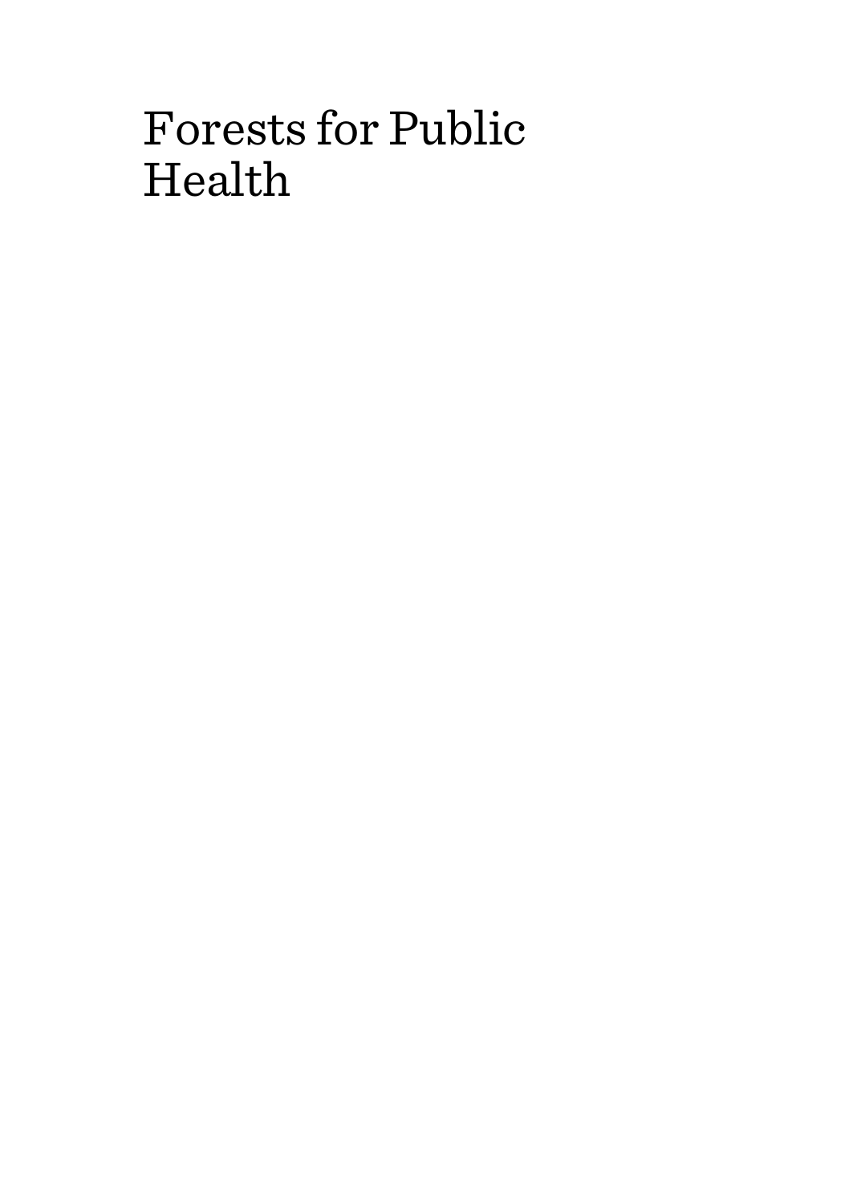# Forests for Public Health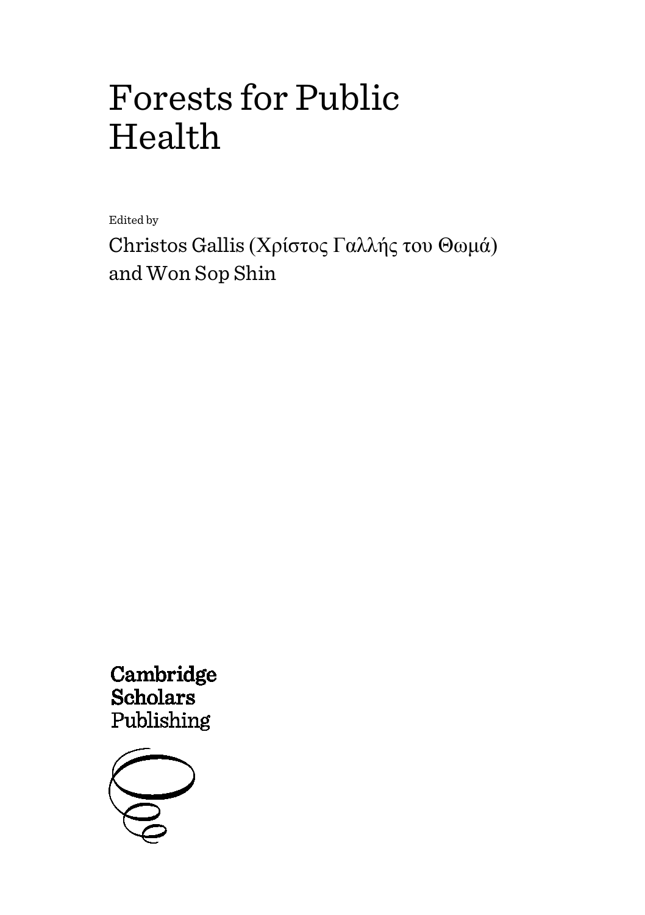# Forests for Public Health

Edited by

Christos Gallis (Χρίστος Γαλλής του Θωμά) and Won Sop Shin

Cambridge Scholars Publishing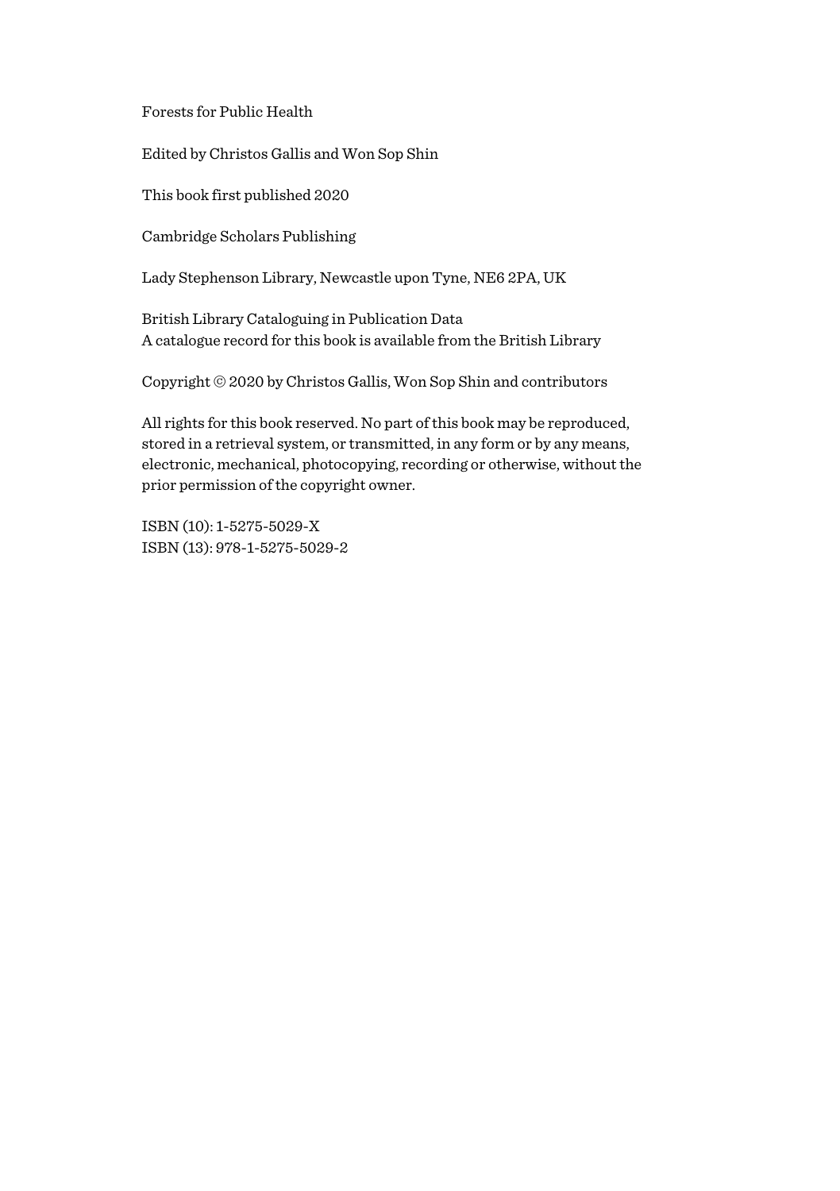Forests for Public Health

Edited by Christos Gallis and Won Sop Shin

This book first published 2020

Cambridge Scholars Publishing

Lady Stephenson Library, Newcastle upon Tyne, NE6 2PA, UK

British Library Cataloguing in Publication Data
A catalogue record for this book is available from the British Library

Copyright © 2020 by Christos Gallis, Won Sop Shin and contributors

All rights for this book reserved. No part of this book may be reproduced, stored in a retrieval system, or transmitted, in any form or by any means, electronic, mechanical, photocopying, recording or otherwise, without the prior permission of the copyright owner.

ISBN (10): 1-5275-5029-X
ISBN (13): 978-1-5275-5029-2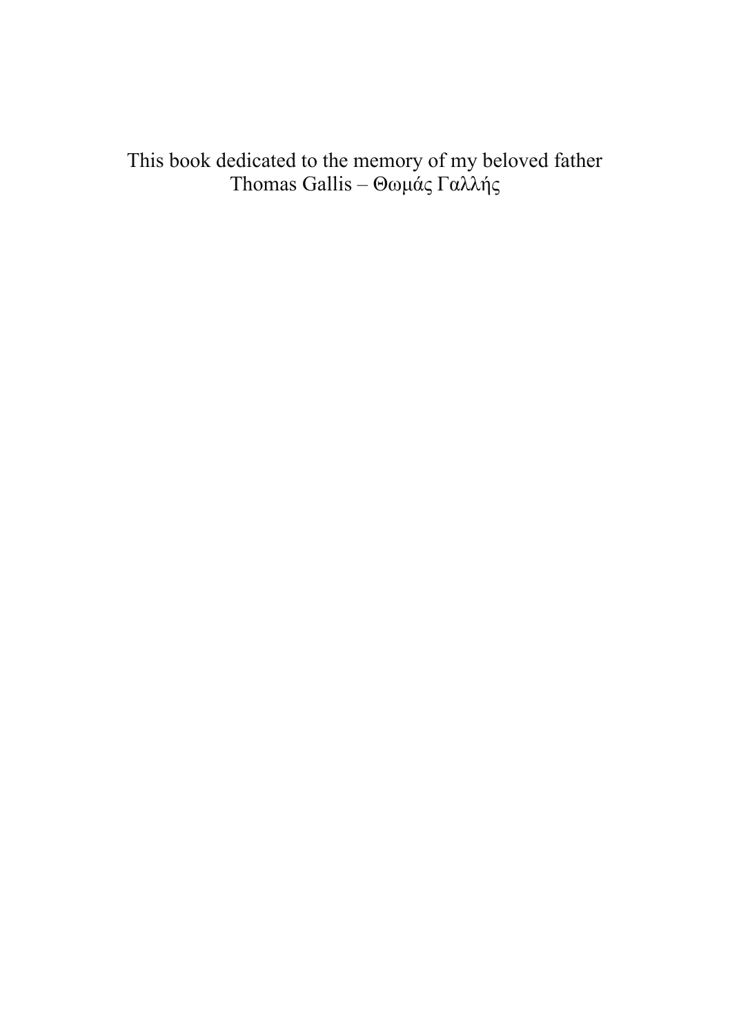This book dedicated to the memory of my beloved father
Thomas Gallis – Θωμάς Γαλλής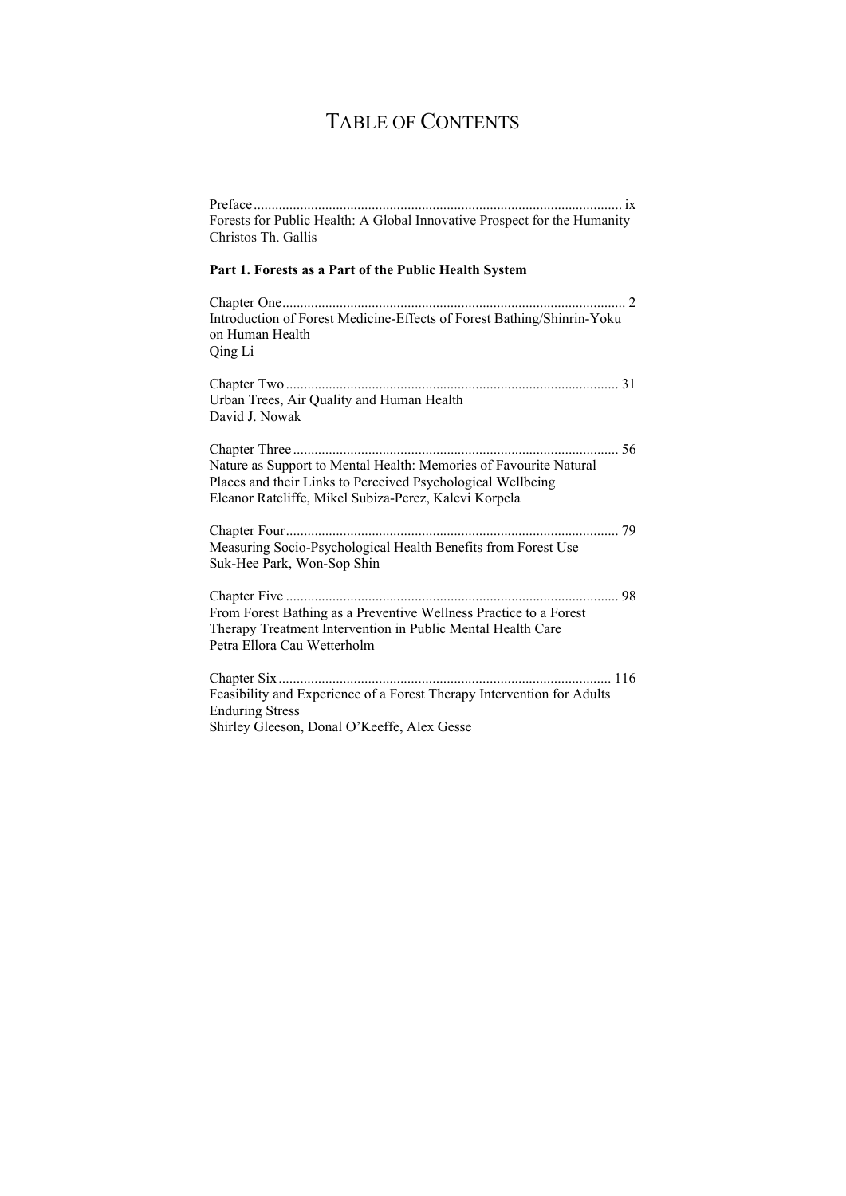# TABLE OF CONTENTS

Preface ........................................................................................................ ix
Forests for Public Health: A Global Innovative Prospect for the Humanity
Christos Th. Gallis

**Part 1. Forests as a Part of the Public Health System**

Chapter One ................................................................................................ 2
Introduction of Forest Medicine-Effects of Forest Bathing/Shinrin-Yoku on Human Health
Qing Li

Chapter Two .............................................................................................. 31
Urban Trees, Air Quality and Human Health
David J. Nowak

Chapter Three ............................................................................................ 56
Nature as Support to Mental Health: Memories of Favourite Natural Places and their Links to Perceived Psychological Wellbeing
Eleanor Ratcliffe, Mikel Subiza-Perez, Kalevi Korpela

Chapter Four .............................................................................................. 79
Measuring Socio-Psychological Health Benefits from Forest Use
Suk-Hee Park, Won-Sop Shin

Chapter Five .............................................................................................. 98
From Forest Bathing as a Preventive Wellness Practice to a Forest Therapy Treatment Intervention in Public Mental Health Care
Petra Ellora Cau Wetterholm

Chapter Six .............................................................................................. 116
Feasibility and Experience of a Forest Therapy Intervention for Adults Enduring Stress
Shirley Gleeson, Donal O'Keeffe, Alex Gesse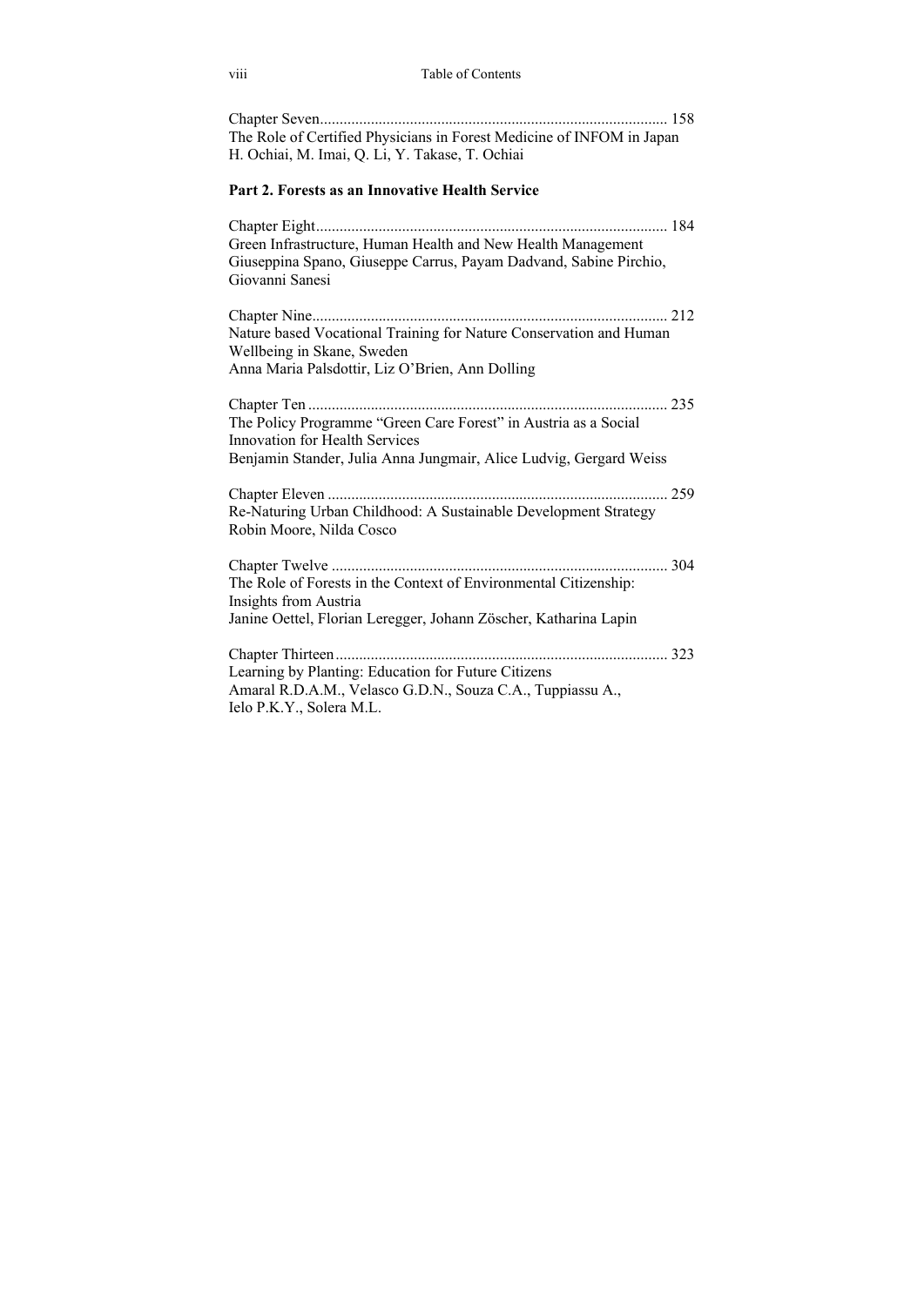Chapter Seven........................................................................................ 158
The Role of Certified Physicians in Forest Medicine of INFOM in Japan
H. Ochiai, M. Imai, Q. Li, Y. Takase, T. Ochiai

**Part 2. Forests as an Innovative Health Service**

Chapter Eight.......................................................................................... 184
Green Infrastructure, Human Health and New Health Management
Giuseppina Spano, Giuseppe Carrus, Payam Dadvand, Sabine Pirchio, Giovanni Sanesi

Chapter Nine........................................................................................... 212
Nature based Vocational Training for Nature Conservation and Human Wellbeing in Skane, Sweden
Anna Maria Palsdottir, Liz O'Brien, Ann Dolling

Chapter Ten............................................................................................ 235
The Policy Programme "Green Care Forest" in Austria as a Social Innovation for Health Services
Benjamin Stander, Julia Anna Jungmair, Alice Ludvig, Gergard Weiss

Chapter Eleven ....................................................................................... 259
Re-Naturing Urban Childhood: A Sustainable Development Strategy
Robin Moore, Nilda Cosco

Chapter Twelve ...................................................................................... 304
The Role of Forests in the Context of Environmental Citizenship: Insights from Austria
Janine Oettel, Florian Leregger, Johann Zöscher, Katharina Lapin

Chapter Thirteen.................................................................................... 323
Learning by Planting: Education for Future Citizens
Amaral R.D.A.M., Velasco G.D.N., Souza C.A., Tuppiassu A., Ielo P.K.Y., Solera M.L.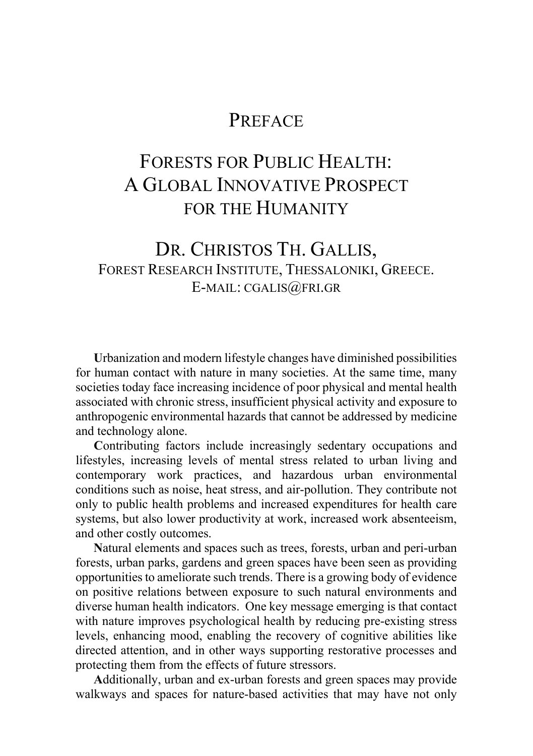# Preface

## Forests for Public Health: A Global Innovative Prospect for the Humanity

### Dr. Christos Th. Gallis,

Forest Research Institute, Thessaloniki, Greece.
E-mail: cgalis@fri.gr

**U**rbanization and modern lifestyle changes have diminished possibilities for human contact with nature in many societies. At the same time, many societies today face increasing incidence of poor physical and mental health associated with chronic stress, insufficient physical activity and exposure to anthropogenic environmental hazards that cannot be addressed by medicine and technology alone.

**C**ontributing factors include increasingly sedentary occupations and lifestyles, increasing levels of mental stress related to urban living and contemporary work practices, and hazardous urban environmental conditions such as noise, heat stress, and air-pollution. They contribute not only to public health problems and increased expenditures for health care systems, but also lower productivity at work, increased work absenteeism, and other costly outcomes.

**N**atural elements and spaces such as trees, forests, urban and peri-urban forests, urban parks, gardens and green spaces have been seen as providing opportunities to ameliorate such trends. There is a growing body of evidence on positive relations between exposure to such natural environments and diverse human health indicators. One key message emerging is that contact with nature improves psychological health by reducing pre-existing stress levels, enhancing mood, enabling the recovery of cognitive abilities like directed attention, and in other ways supporting restorative processes and protecting them from the effects of future stressors.

**A**dditionally, urban and ex-urban forests and green spaces may provide walkways and spaces for nature-based activities that may have not only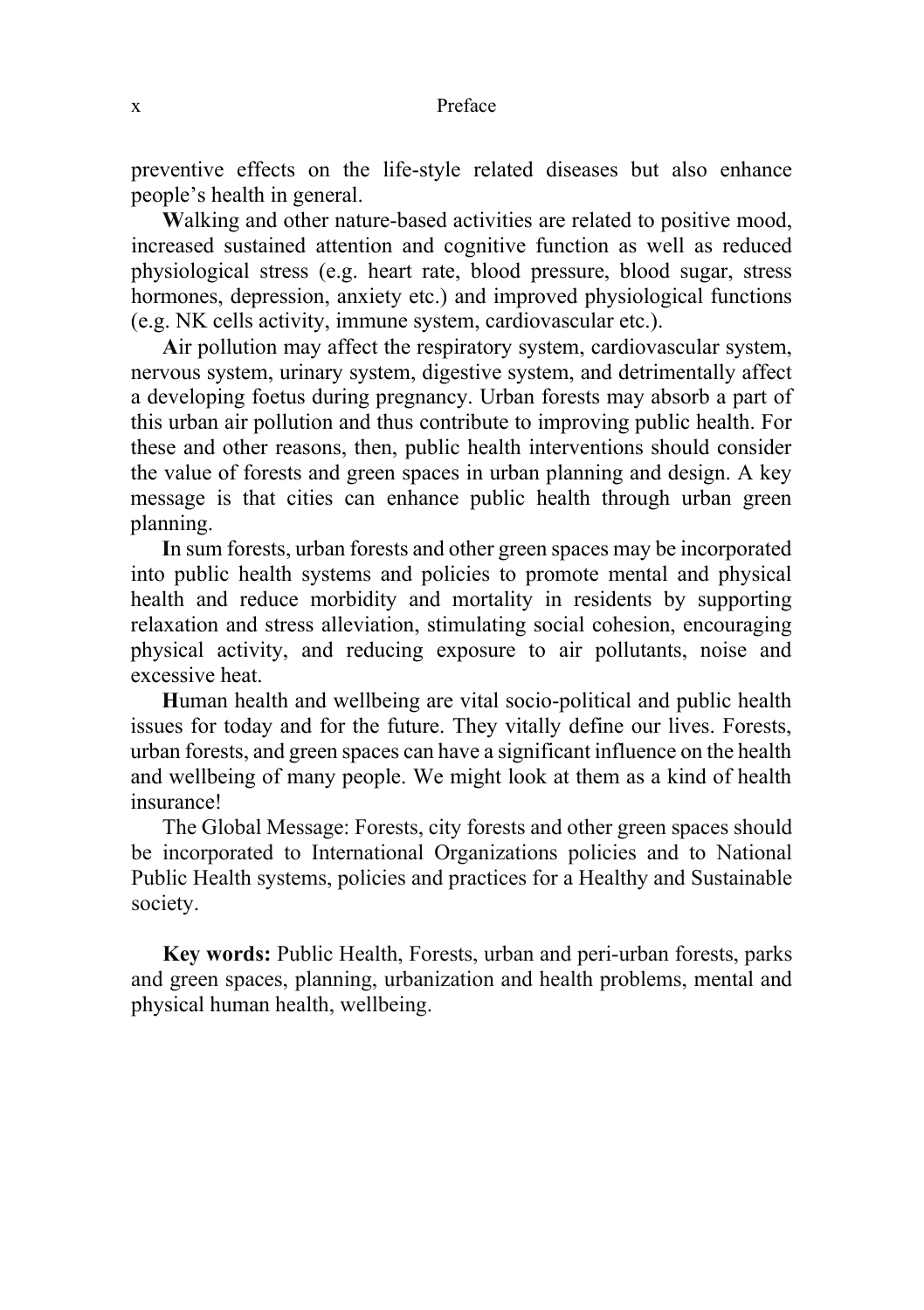preventive effects on the life-style related diseases but also enhance people's health in general.

**W**alking and other nature-based activities are related to positive mood, increased sustained attention and cognitive function as well as reduced physiological stress (e.g. heart rate, blood pressure, blood sugar, stress hormones, depression, anxiety etc.) and improved physiological functions (e.g. NK cells activity, immune system, cardiovascular etc.).

**A**ir pollution may affect the respiratory system, cardiovascular system, nervous system, urinary system, digestive system, and detrimentally affect a developing foetus during pregnancy. Urban forests may absorb a part of this urban air pollution and thus contribute to improving public health. For these and other reasons, then, public health interventions should consider the value of forests and green spaces in urban planning and design. A key message is that cities can enhance public health through urban green planning.

**I**n sum forests, urban forests and other green spaces may be incorporated into public health systems and policies to promote mental and physical health and reduce morbidity and mortality in residents by supporting relaxation and stress alleviation, stimulating social cohesion, encouraging physical activity, and reducing exposure to air pollutants, noise and excessive heat.

**H**uman health and wellbeing are vital socio-political and public health issues for today and for the future. They vitally define our lives. Forests, urban forests, and green spaces can have a significant influence on the health and wellbeing of many people. We might look at them as a kind of health insurance!

The Global Message: Forests, city forests and other green spaces should be incorporated to International Organizations policies and to National Public Health systems, policies and practices for a Healthy and Sustainable society.

**Key words:** Public Health, Forests, urban and peri-urban forests, parks and green spaces, planning, urbanization and health problems, mental and physical human health, wellbeing.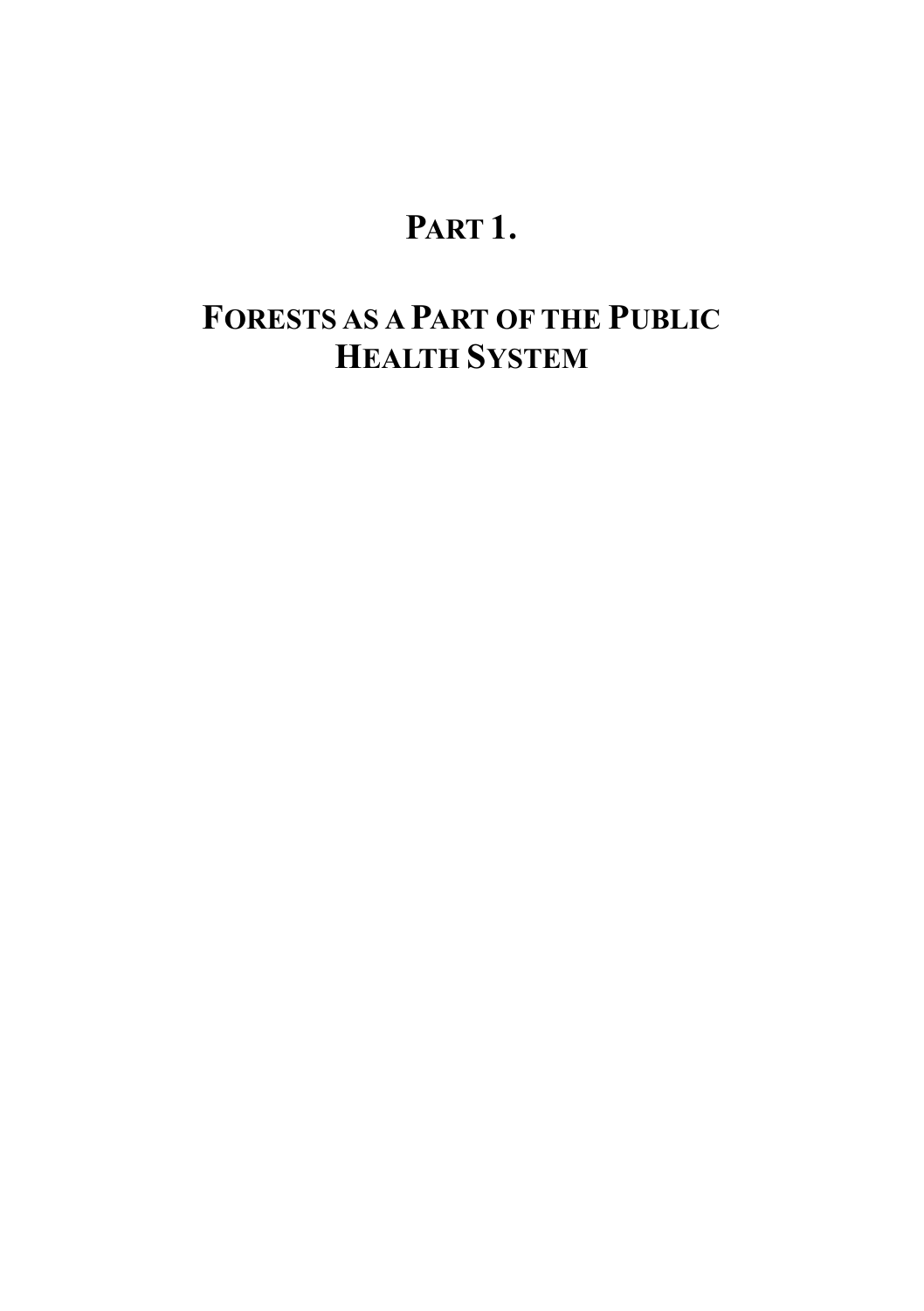# PART 1.

# FORESTS AS A PART OF THE PUBLIC HEALTH SYSTEM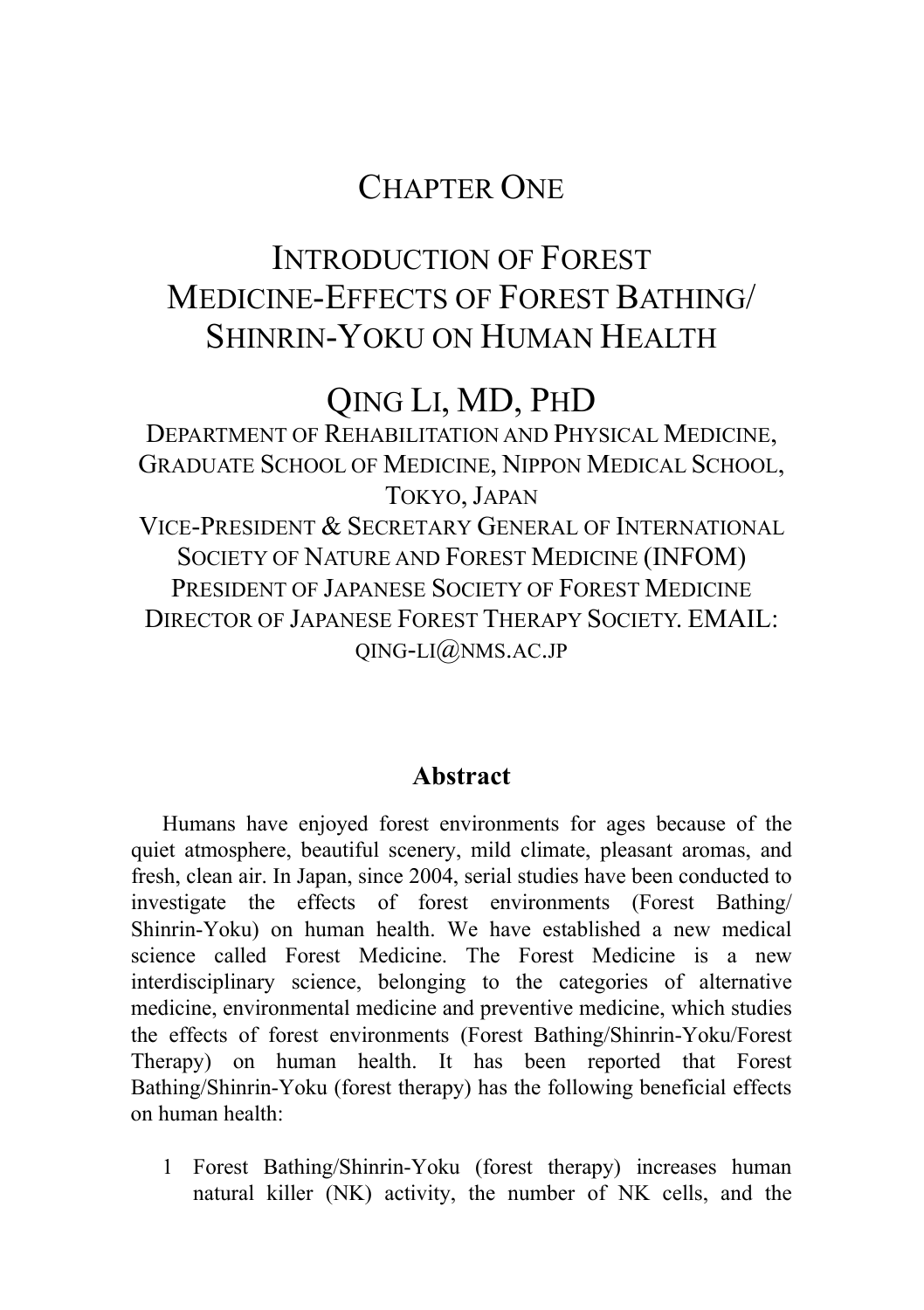# Chapter One

# Introduction of Forest Medicine-Effects of Forest Bathing/ Shinrin-Yoku on Human Health

## Qing Li, MD, PhD

Department of Rehabilitation and Physical Medicine, Graduate School of Medicine, Nippon Medical School, Tokyo, Japan
Vice-President & Secretary General of International Society of Nature and Forest Medicine (INFOM)
President of Japanese Society of Forest Medicine
Director of Japanese Forest Therapy Society. EMAIL: qing-li@nms.ac.jp

## Abstract

Humans have enjoyed forest environments for ages because of the quiet atmosphere, beautiful scenery, mild climate, pleasant aromas, and fresh, clean air. In Japan, since 2004, serial studies have been conducted to investigate the effects of forest environments (Forest Bathing/ Shinrin-Yoku) on human health. We have established a new medical science called Forest Medicine. The Forest Medicine is a new interdisciplinary science, belonging to the categories of alternative medicine, environmental medicine and preventive medicine, which studies the effects of forest environments (Forest Bathing/Shinrin-Yoku/Forest Therapy) on human health. It has been reported that Forest Bathing/Shinrin-Yoku (forest therapy) has the following beneficial effects on human health:

1 Forest Bathing/Shinrin-Yoku (forest therapy) increases human natural killer (NK) activity, the number of NK cells, and the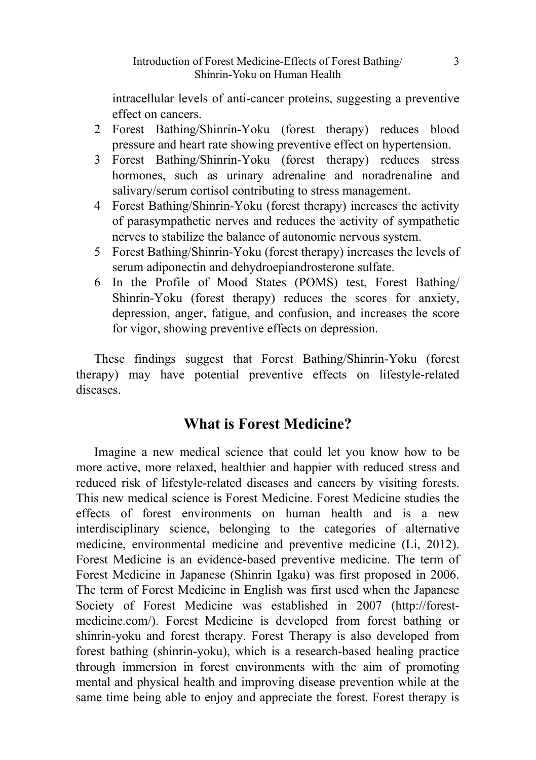intracellular levels of anti-cancer proteins, suggesting a preventive effect on cancers.

2. Forest Bathing/Shinrin-Yoku (forest therapy) reduces blood pressure and heart rate showing preventive effect on hypertension.
3. Forest Bathing/Shinrin-Yoku (forest therapy) reduces stress hormones, such as urinary adrenaline and noradrenaline and salivary/serum cortisol contributing to stress management.
4. Forest Bathing/Shinrin-Yoku (forest therapy) increases the activity of parasympathetic nerves and reduces the activity of sympathetic nerves to stabilize the balance of autonomic nervous system.
5. Forest Bathing/Shinrin-Yoku (forest therapy) increases the levels of serum adiponectin and dehydroepiandrosterone sulfate.
6. In the Profile of Mood States (POMS) test, Forest Bathing/ Shinrin-Yoku (forest therapy) reduces the scores for anxiety, depression, anger, fatigue, and confusion, and increases the score for vigor, showing preventive effects on depression.

These findings suggest that Forest Bathing/Shinrin-Yoku (forest therapy) may have potential preventive effects on lifestyle-related diseases.

## What is Forest Medicine?

Imagine a new medical science that could let you know how to be more active, more relaxed, healthier and happier with reduced stress and reduced risk of lifestyle-related diseases and cancers by visiting forests. This new medical science is Forest Medicine. Forest Medicine studies the effects of forest environments on human health and is a new interdisciplinary science, belonging to the categories of alternative medicine, environmental medicine and preventive medicine (Li, 2012). Forest Medicine is an evidence-based preventive medicine. The term of Forest Medicine in Japanese (Shinrin Igaku) was first proposed in 2006. The term of Forest Medicine in English was first used when the Japanese Society of Forest Medicine was established in 2007 (http://forest-medicine.com/). Forest Medicine is developed from forest bathing or shinrin-yoku and forest therapy. Forest Therapy is also developed from forest bathing (shinrin-yoku), which is a research-based healing practice through immersion in forest environments with the aim of promoting mental and physical health and improving disease prevention while at the same time being able to enjoy and appreciate the forest. Forest therapy is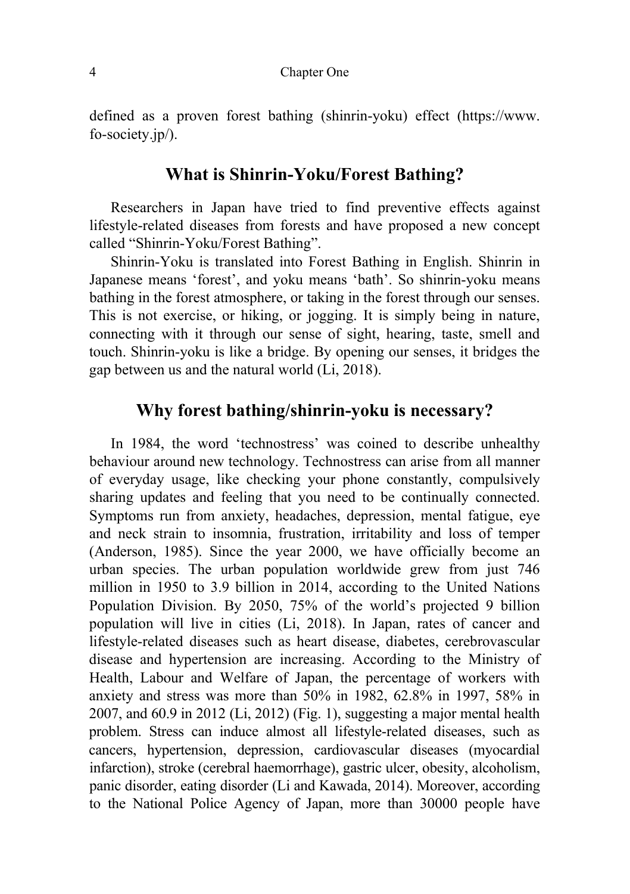defined as a proven forest bathing (shinrin-yoku) effect (https://www.fo-society.jp/).

## What is Shinrin-Yoku/Forest Bathing?

Researchers in Japan have tried to find preventive effects against lifestyle-related diseases from forests and have proposed a new concept called "Shinrin-Yoku/Forest Bathing".

Shinrin-Yoku is translated into Forest Bathing in English. Shinrin in Japanese means 'forest', and yoku means 'bath'. So shinrin-yoku means bathing in the forest atmosphere, or taking in the forest through our senses. This is not exercise, or hiking, or jogging. It is simply being in nature, connecting with it through our sense of sight, hearing, taste, smell and touch. Shinrin-yoku is like a bridge. By opening our senses, it bridges the gap between us and the natural world (Li, 2018).

## Why forest bathing/shinrin-yoku is necessary?

In 1984, the word 'technostress' was coined to describe unhealthy behaviour around new technology. Technostress can arise from all manner of everyday usage, like checking your phone constantly, compulsively sharing updates and feeling that you need to be continually connected. Symptoms run from anxiety, headaches, depression, mental fatigue, eye and neck strain to insomnia, frustration, irritability and loss of temper (Anderson, 1985). Since the year 2000, we have officially become an urban species. The urban population worldwide grew from just 746 million in 1950 to 3.9 billion in 2014, according to the United Nations Population Division. By 2050, 75% of the world's projected 9 billion population will live in cities (Li, 2018). In Japan, rates of cancer and lifestyle-related diseases such as heart disease, diabetes, cerebrovascular disease and hypertension are increasing. According to the Ministry of Health, Labour and Welfare of Japan, the percentage of workers with anxiety and stress was more than 50% in 1982, 62.8% in 1997, 58% in 2007, and 60.9 in 2012 (Li, 2012) (Fig. 1), suggesting a major mental health problem. Stress can induce almost all lifestyle-related diseases, such as cancers, hypertension, depression, cardiovascular diseases (myocardial infarction), stroke (cerebral haemorrhage), gastric ulcer, obesity, alcoholism, panic disorder, eating disorder (Li and Kawada, 2014). Moreover, according to the National Police Agency of Japan, more than 30000 people have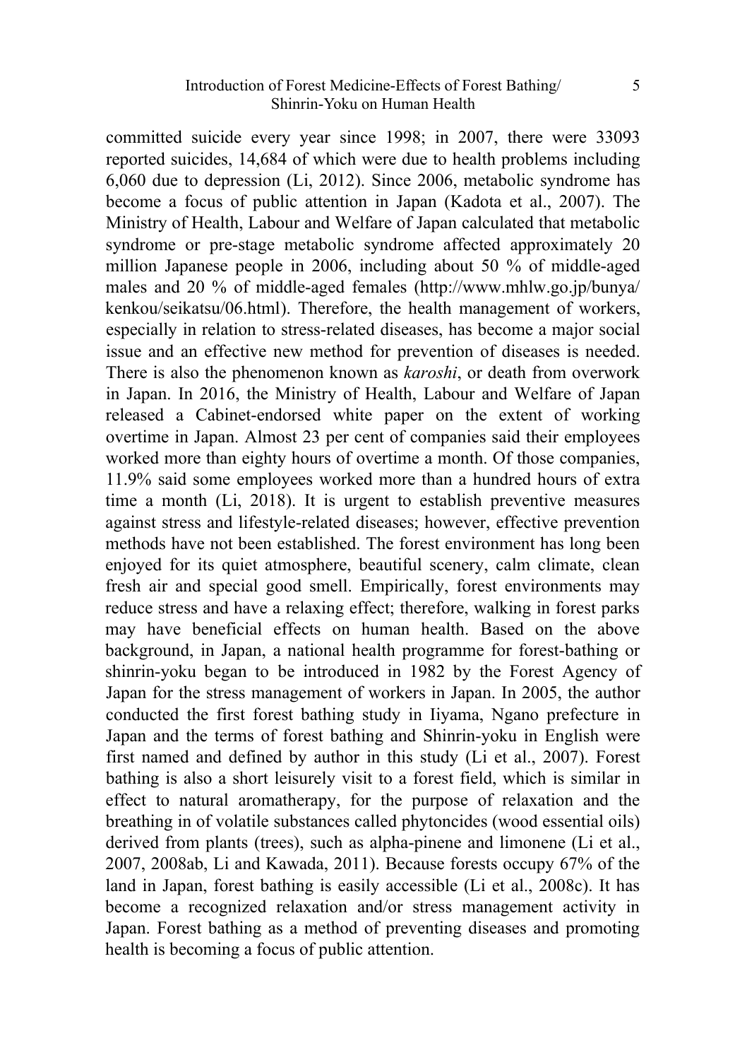committed suicide every year since 1998; in 2007, there were 33093 reported suicides, 14,684 of which were due to health problems including 6,060 due to depression (Li, 2012). Since 2006, metabolic syndrome has become a focus of public attention in Japan (Kadota et al., 2007). The Ministry of Health, Labour and Welfare of Japan calculated that metabolic syndrome or pre-stage metabolic syndrome affected approximately 20 million Japanese people in 2006, including about 50 % of middle-aged males and 20 % of middle-aged females (http://www.mhlw.go.jp/bunya/kenkou/seikatsu/06.html). Therefore, the health management of workers, especially in relation to stress-related diseases, has become a major social issue and an effective new method for prevention of diseases is needed. There is also the phenomenon known as *karoshi*, or death from overwork in Japan. In 2016, the Ministry of Health, Labour and Welfare of Japan released a Cabinet-endorsed white paper on the extent of working overtime in Japan. Almost 23 per cent of companies said their employees worked more than eighty hours of overtime a month. Of those companies, 11.9% said some employees worked more than a hundred hours of extra time a month (Li, 2018). It is urgent to establish preventive measures against stress and lifestyle-related diseases; however, effective prevention methods have not been established. The forest environment has long been enjoyed for its quiet atmosphere, beautiful scenery, calm climate, clean fresh air and special good smell. Empirically, forest environments may reduce stress and have a relaxing effect; therefore, walking in forest parks may have beneficial effects on human health. Based on the above background, in Japan, a national health programme for forest-bathing or shinrin-yoku began to be introduced in 1982 by the Forest Agency of Japan for the stress management of workers in Japan. In 2005, the author conducted the first forest bathing study in Iiyama, Ngano prefecture in Japan and the terms of forest bathing and Shinrin-yoku in English were first named and defined by author in this study (Li et al., 2007). Forest bathing is also a short leisurely visit to a forest field, which is similar in effect to natural aromatherapy, for the purpose of relaxation and the breathing in of volatile substances called phytoncides (wood essential oils) derived from plants (trees), such as alpha-pinene and limonene (Li et al., 2007, 2008ab, Li and Kawada, 2011). Because forests occupy 67% of the land in Japan, forest bathing is easily accessible (Li et al., 2008c). It has become a recognized relaxation and/or stress management activity in Japan. Forest bathing as a method of preventing diseases and promoting health is becoming a focus of public attention.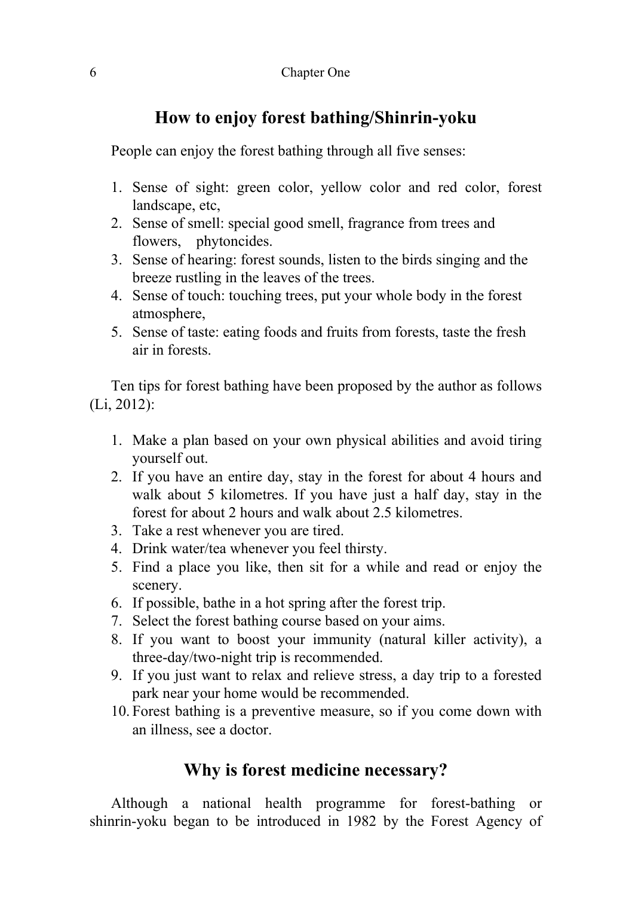## How to enjoy forest bathing/Shinrin-yoku

People can enjoy the forest bathing through all five senses:

1. Sense of sight: green color, yellow color and red color, forest landscape, etc,
2. Sense of smell: special good smell, fragrance from trees and flowers, phytoncides.
3. Sense of hearing: forest sounds, listen to the birds singing and the breeze rustling in the leaves of the trees.
4. Sense of touch: touching trees, put your whole body in the forest atmosphere,
5. Sense of taste: eating foods and fruits from forests, taste the fresh air in forests.

Ten tips for forest bathing have been proposed by the author as follows (Li, 2012):

1. Make a plan based on your own physical abilities and avoid tiring yourself out.
2. If you have an entire day, stay in the forest for about 4 hours and walk about 5 kilometres. If you have just a half day, stay in the forest for about 2 hours and walk about 2.5 kilometres.
3. Take a rest whenever you are tired.
4. Drink water/tea whenever you feel thirsty.
5. Find a place you like, then sit for a while and read or enjoy the scenery.
6. If possible, bathe in a hot spring after the forest trip.
7. Select the forest bathing course based on your aims.
8. If you want to boost your immunity (natural killer activity), a three-day/two-night trip is recommended.
9. If you just want to relax and relieve stress, a day trip to a forested park near your home would be recommended.
10. Forest bathing is a preventive measure, so if you come down with an illness, see a doctor.

## Why is forest medicine necessary?

Although a national health programme for forest-bathing or shinrin-yoku began to be introduced in 1982 by the Forest Agency of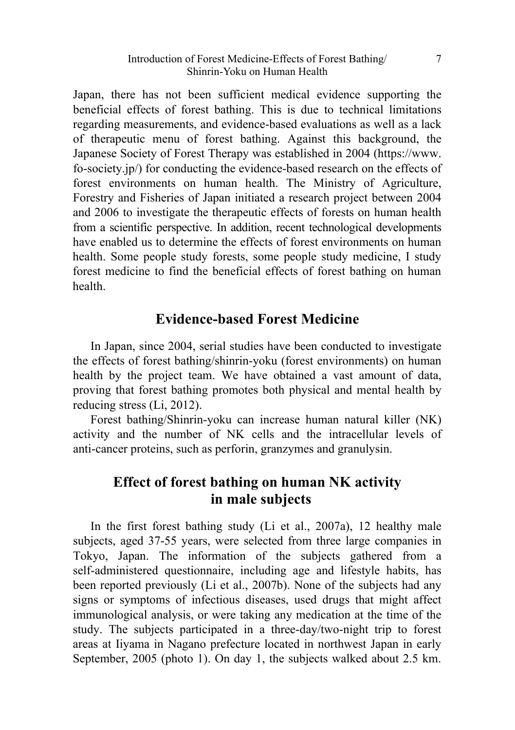Japan, there has not been sufficient medical evidence supporting the beneficial effects of forest bathing. This is due to technical limitations regarding measurements, and evidence-based evaluations as well as a lack of therapeutic menu of forest bathing. Against this background, the Japanese Society of Forest Therapy was established in 2004 (https://www.fo-society.jp/) for conducting the evidence-based research on the effects of forest environments on human health. The Ministry of Agriculture, Forestry and Fisheries of Japan initiated a research project between 2004 and 2006 to investigate the therapeutic effects of forests on human health from a scientific perspective. In addition, recent technological developments have enabled us to determine the effects of forest environments on human health. Some people study forests, some people study medicine, I study forest medicine to find the beneficial effects of forest bathing on human health.

## Evidence-based Forest Medicine

In Japan, since 2004, serial studies have been conducted to investigate the effects of forest bathing/shinrin-yoku (forest environments) on human health by the project team. We have obtained a vast amount of data, proving that forest bathing promotes both physical and mental health by reducing stress (Li, 2012).

Forest bathing/Shinrin-yoku can increase human natural killer (NK) activity and the number of NK cells and the intracellular levels of anti-cancer proteins, such as perforin, granzymes and granulysin.

## Effect of forest bathing on human NK activity in male subjects

In the first forest bathing study (Li et al., 2007a), 12 healthy male subjects, aged 37-55 years, were selected from three large companies in Tokyo, Japan. The information of the subjects gathered from a self-administered questionnaire, including age and lifestyle habits, has been reported previously (Li et al., 2007b). None of the subjects had any signs or symptoms of infectious diseases, used drugs that might affect immunological analysis, or were taking any medication at the time of the study. The subjects participated in a three-day/two-night trip to forest areas at Iiyama in Nagano prefecture located in northwest Japan in early September, 2005 (photo 1). On day 1, the subjects walked about 2.5 km.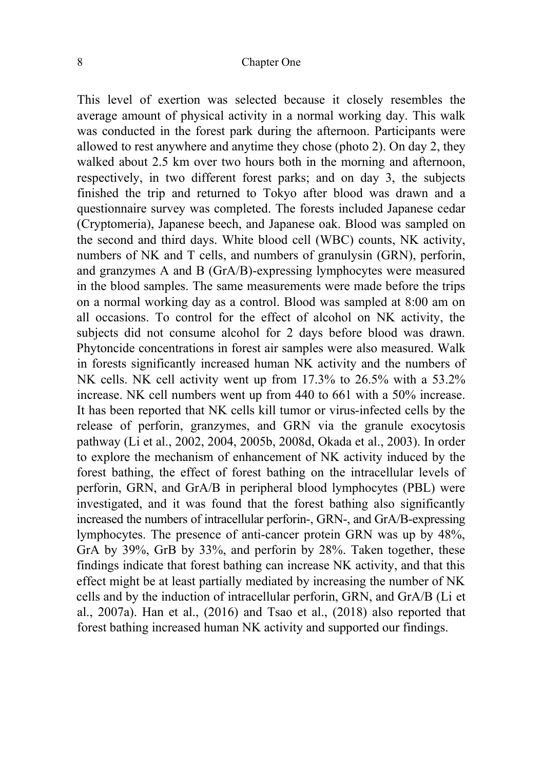This level of exertion was selected because it closely resembles the average amount of physical activity in a normal working day. This walk was conducted in the forest park during the afternoon. Participants were allowed to rest anywhere and anytime they chose (photo 2). On day 2, they walked about 2.5 km over two hours both in the morning and afternoon, respectively, in two different forest parks; and on day 3, the subjects finished the trip and returned to Tokyo after blood was drawn and a questionnaire survey was completed. The forests included Japanese cedar (Cryptomeria), Japanese beech, and Japanese oak. Blood was sampled on the second and third days. White blood cell (WBC) counts, NK activity, numbers of NK and T cells, and numbers of granulysin (GRN), perforin, and granzymes A and B (GrA/B)-expressing lymphocytes were measured in the blood samples. The same measurements were made before the trips on a normal working day as a control. Blood was sampled at 8:00 am on all occasions. To control for the effect of alcohol on NK activity, the subjects did not consume alcohol for 2 days before blood was drawn. Phytoncide concentrations in forest air samples were also measured. Walk in forests significantly increased human NK activity and the numbers of NK cells. NK cell activity went up from 17.3% to 26.5% with a 53.2% increase. NK cell numbers went up from 440 to 661 with a 50% increase. It has been reported that NK cells kill tumor or virus-infected cells by the release of perforin, granzymes, and GRN via the granule exocytosis pathway (Li et al., 2002, 2004, 2005b, 2008d, Okada et al., 2003). In order to explore the mechanism of enhancement of NK activity induced by the forest bathing, the effect of forest bathing on the intracellular levels of perforin, GRN, and GrA/B in peripheral blood lymphocytes (PBL) were investigated, and it was found that the forest bathing also significantly increased the numbers of intracellular perforin-, GRN-, and GrA/B-expressing lymphocytes. The presence of anti-cancer protein GRN was up by 48%, GrA by 39%, GrB by 33%, and perforin by 28%. Taken together, these findings indicate that forest bathing can increase NK activity, and that this effect might be at least partially mediated by increasing the number of NK cells and by the induction of intracellular perforin, GRN, and GrA/B (Li et al., 2007a). Han et al., (2016) and Tsao et al., (2018) also reported that forest bathing increased human NK activity and supported our findings.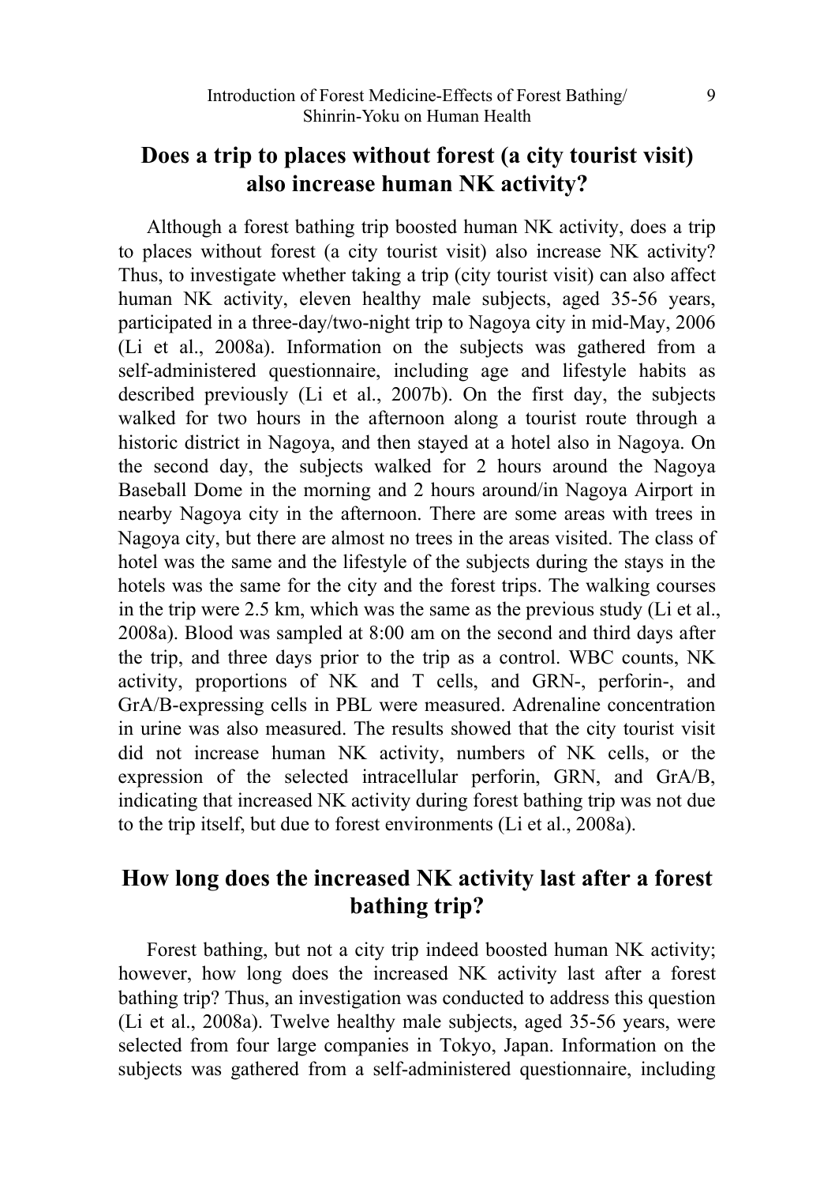## Does a trip to places without forest (a city tourist visit) also increase human NK activity?

Although a forest bathing trip boosted human NK activity, does a trip to places without forest (a city tourist visit) also increase NK activity? Thus, to investigate whether taking a trip (city tourist visit) can also affect human NK activity, eleven healthy male subjects, aged 35-56 years, participated in a three-day/two-night trip to Nagoya city in mid-May, 2006 (Li et al., 2008a). Information on the subjects was gathered from a self-administered questionnaire, including age and lifestyle habits as described previously (Li et al., 2007b). On the first day, the subjects walked for two hours in the afternoon along a tourist route through a historic district in Nagoya, and then stayed at a hotel also in Nagoya. On the second day, the subjects walked for 2 hours around the Nagoya Baseball Dome in the morning and 2 hours around/in Nagoya Airport in nearby Nagoya city in the afternoon. There are some areas with trees in Nagoya city, but there are almost no trees in the areas visited. The class of hotel was the same and the lifestyle of the subjects during the stays in the hotels was the same for the city and the forest trips. The walking courses in the trip were 2.5 km, which was the same as the previous study (Li et al., 2008a). Blood was sampled at 8:00 am on the second and third days after the trip, and three days prior to the trip as a control. WBC counts, NK activity, proportions of NK and T cells, and GRN-, perforin-, and GrA/B-expressing cells in PBL were measured. Adrenaline concentration in urine was also measured. The results showed that the city tourist visit did not increase human NK activity, numbers of NK cells, or the expression of the selected intracellular perforin, GRN, and GrA/B, indicating that increased NK activity during forest bathing trip was not due to the trip itself, but due to forest environments (Li et al., 2008a).

## How long does the increased NK activity last after a forest bathing trip?

Forest bathing, but not a city trip indeed boosted human NK activity; however, how long does the increased NK activity last after a forest bathing trip? Thus, an investigation was conducted to address this question (Li et al., 2008a). Twelve healthy male subjects, aged 35-56 years, were selected from four large companies in Tokyo, Japan. Information on the subjects was gathered from a self-administered questionnaire, including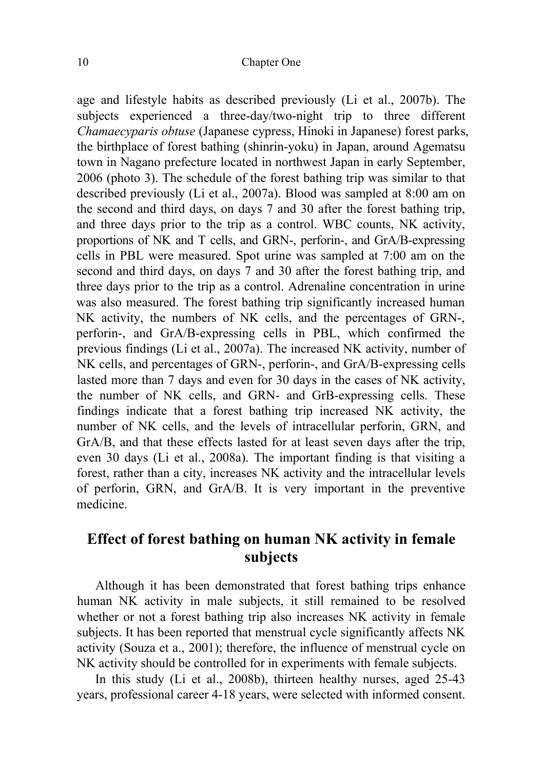age and lifestyle habits as described previously (Li et al., 2007b). The subjects experienced a three-day/two-night trip to three different *Chamaecyparis obtuse* (Japanese cypress, Hinoki in Japanese) forest parks, the birthplace of forest bathing (shinrin-yoku) in Japan, around Agematsu town in Nagano prefecture located in northwest Japan in early September, 2006 (photo 3). The schedule of the forest bathing trip was similar to that described previously (Li et al., 2007a). Blood was sampled at 8:00 am on the second and third days, on days 7 and 30 after the forest bathing trip, and three days prior to the trip as a control. WBC counts, NK activity, proportions of NK and T cells, and GRN-, perforin-, and GrA/B-expressing cells in PBL were measured. Spot urine was sampled at 7:00 am on the second and third days, on days 7 and 30 after the forest bathing trip, and three days prior to the trip as a control. Adrenaline concentration in urine was also measured. The forest bathing trip significantly increased human NK activity, the numbers of NK cells, and the percentages of GRN-, perforin-, and GrA/B-expressing cells in PBL, which confirmed the previous findings (Li et al., 2007a). The increased NK activity, number of NK cells, and percentages of GRN-, perforin-, and GrA/B-expressing cells lasted more than 7 days and even for 30 days in the cases of NK activity, the number of NK cells, and GRN- and GrB-expressing cells. These findings indicate that a forest bathing trip increased NK activity, the number of NK cells, and the levels of intracellular perforin, GRN, and GrA/B, and that these effects lasted for at least seven days after the trip, even 30 days (Li et al., 2008a). The important finding is that visiting a forest, rather than a city, increases NK activity and the intracellular levels of perforin, GRN, and GrA/B. It is very important in the preventive medicine.

## Effect of forest bathing on human NK activity in female subjects

Although it has been demonstrated that forest bathing trips enhance human NK activity in male subjects, it still remained to be resolved whether or not a forest bathing trip also increases NK activity in female subjects. It has been reported that menstrual cycle significantly affects NK activity (Souza et a., 2001); therefore, the influence of menstrual cycle on NK activity should be controlled for in experiments with female subjects.

In this study (Li et al., 2008b), thirteen healthy nurses, aged 25-43 years, professional career 4-18 years, were selected with informed consent.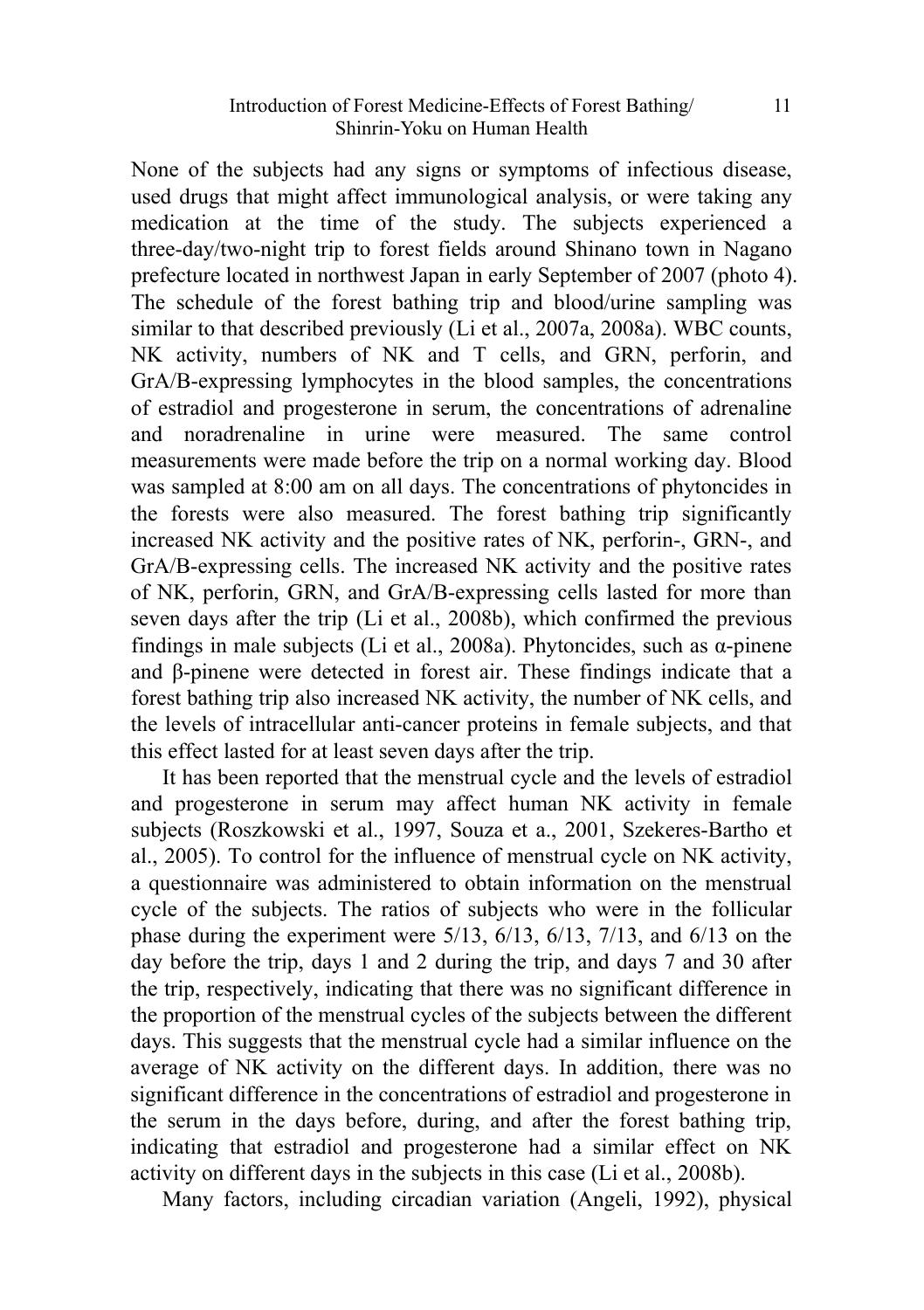None of the subjects had any signs or symptoms of infectious disease, used drugs that might affect immunological analysis, or were taking any medication at the time of the study. The subjects experienced a three-day/two-night trip to forest fields around Shinano town in Nagano prefecture located in northwest Japan in early September of 2007 (photo 4). The schedule of the forest bathing trip and blood/urine sampling was similar to that described previously (Li et al., 2007a, 2008a). WBC counts, NK activity, numbers of NK and T cells, and GRN, perforin, and GrA/B-expressing lymphocytes in the blood samples, the concentrations of estradiol and progesterone in serum, the concentrations of adrenaline and noradrenaline in urine were measured. The same control measurements were made before the trip on a normal working day. Blood was sampled at 8:00 am on all days. The concentrations of phytoncides in the forests were also measured. The forest bathing trip significantly increased NK activity and the positive rates of NK, perforin-, GRN-, and GrA/B-expressing cells. The increased NK activity and the positive rates of NK, perforin, GRN, and GrA/B-expressing cells lasted for more than seven days after the trip (Li et al., 2008b), which confirmed the previous findings in male subjects (Li et al., 2008a). Phytoncides, such as α-pinene and β-pinene were detected in forest air. These findings indicate that a forest bathing trip also increased NK activity, the number of NK cells, and the levels of intracellular anti-cancer proteins in female subjects, and that this effect lasted for at least seven days after the trip.

It has been reported that the menstrual cycle and the levels of estradiol and progesterone in serum may affect human NK activity in female subjects (Roszkowski et al., 1997, Souza et a., 2001, Szekeres-Bartho et al., 2005). To control for the influence of menstrual cycle on NK activity, a questionnaire was administered to obtain information on the menstrual cycle of the subjects. The ratios of subjects who were in the follicular phase during the experiment were 5/13, 6/13, 6/13, 7/13, and 6/13 on the day before the trip, days 1 and 2 during the trip, and days 7 and 30 after the trip, respectively, indicating that there was no significant difference in the proportion of the menstrual cycles of the subjects between the different days. This suggests that the menstrual cycle had a similar influence on the average of NK activity on the different days. In addition, there was no significant difference in the concentrations of estradiol and progesterone in the serum in the days before, during, and after the forest bathing trip, indicating that estradiol and progesterone had a similar effect on NK activity on different days in the subjects in this case (Li et al., 2008b).

Many factors, including circadian variation (Angeli, 1992), physical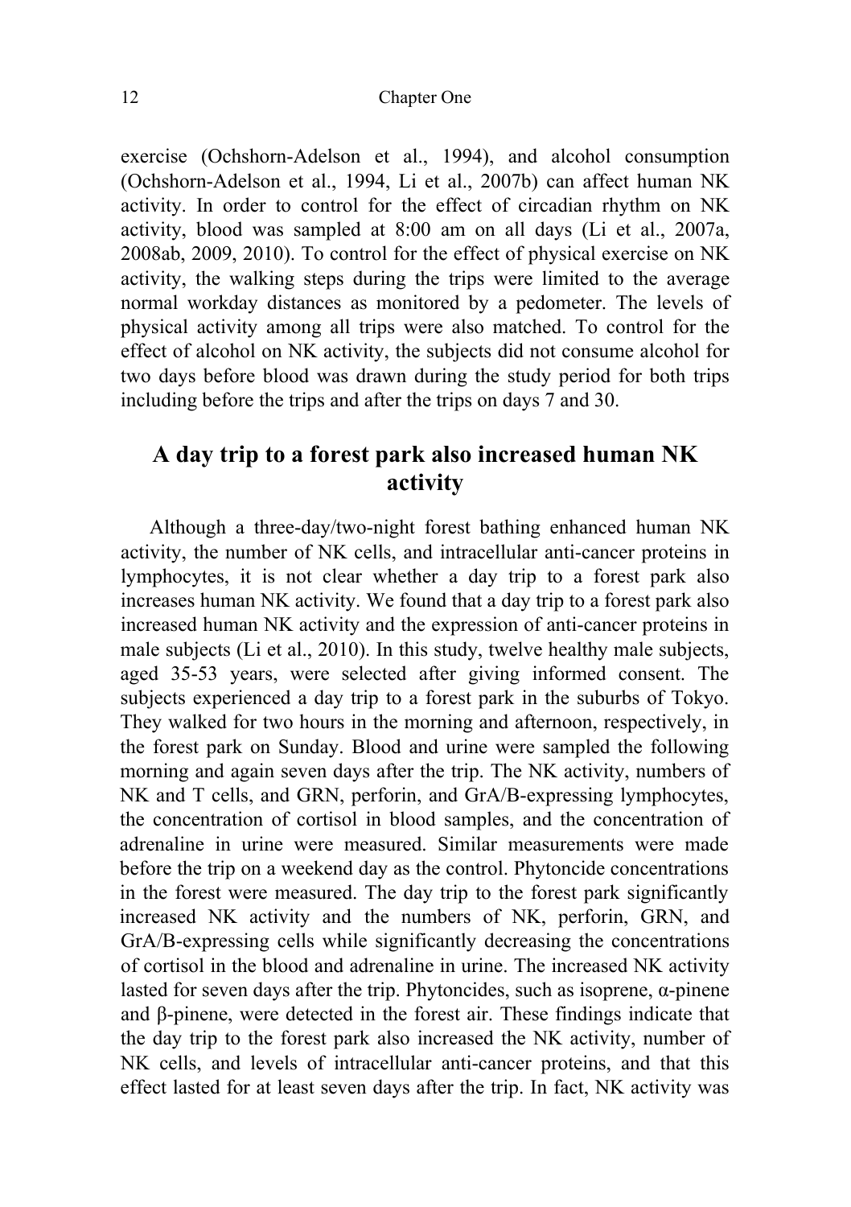exercise (Ochshorn-Adelson et al., 1994), and alcohol consumption (Ochshorn-Adelson et al., 1994, Li et al., 2007b) can affect human NK activity. In order to control for the effect of circadian rhythm on NK activity, blood was sampled at 8:00 am on all days (Li et al., 2007a, 2008ab, 2009, 2010). To control for the effect of physical exercise on NK activity, the walking steps during the trips were limited to the average normal workday distances as monitored by a pedometer. The levels of physical activity among all trips were also matched. To control for the effect of alcohol on NK activity, the subjects did not consume alcohol for two days before blood was drawn during the study period for both trips including before the trips and after the trips on days 7 and 30.

## A day trip to a forest park also increased human NK activity

Although a three-day/two-night forest bathing enhanced human NK activity, the number of NK cells, and intracellular anti-cancer proteins in lymphocytes, it is not clear whether a day trip to a forest park also increases human NK activity. We found that a day trip to a forest park also increased human NK activity and the expression of anti-cancer proteins in male subjects (Li et al., 2010). In this study, twelve healthy male subjects, aged 35-53 years, were selected after giving informed consent. The subjects experienced a day trip to a forest park in the suburbs of Tokyo. They walked for two hours in the morning and afternoon, respectively, in the forest park on Sunday. Blood and urine were sampled the following morning and again seven days after the trip. The NK activity, numbers of NK and T cells, and GRN, perforin, and GrA/B-expressing lymphocytes, the concentration of cortisol in blood samples, and the concentration of adrenaline in urine were measured. Similar measurements were made before the trip on a weekend day as the control. Phytoncide concentrations in the forest were measured. The day trip to the forest park significantly increased NK activity and the numbers of NK, perforin, GRN, and GrA/B-expressing cells while significantly decreasing the concentrations of cortisol in the blood and adrenaline in urine. The increased NK activity lasted for seven days after the trip. Phytoncides, such as isoprene, α-pinene and β-pinene, were detected in the forest air. These findings indicate that the day trip to the forest park also increased the NK activity, number of NK cells, and levels of intracellular anti-cancer proteins, and that this effect lasted for at least seven days after the trip. In fact, NK activity was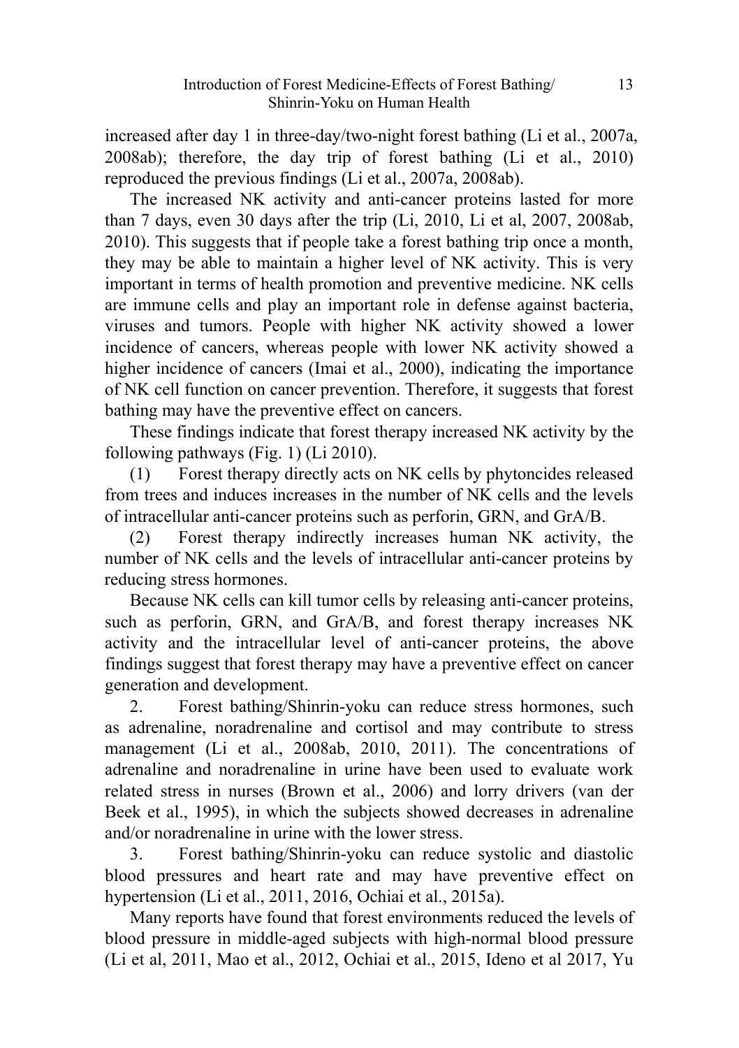increased after day 1 in three-day/two-night forest bathing (Li et al., 2007a, 2008ab); therefore, the day trip of forest bathing (Li et al., 2010) reproduced the previous findings (Li et al., 2007a, 2008ab).

The increased NK activity and anti-cancer proteins lasted for more than 7 days, even 30 days after the trip (Li, 2010, Li et al, 2007, 2008ab, 2010). This suggests that if people take a forest bathing trip once a month, they may be able to maintain a higher level of NK activity. This is very important in terms of health promotion and preventive medicine. NK cells are immune cells and play an important role in defense against bacteria, viruses and tumors. People with higher NK activity showed a lower incidence of cancers, whereas people with lower NK activity showed a higher incidence of cancers (Imai et al., 2000), indicating the importance of NK cell function on cancer prevention. Therefore, it suggests that forest bathing may have the preventive effect on cancers.

These findings indicate that forest therapy increased NK activity by the following pathways (Fig. 1) (Li 2010).

(1) Forest therapy directly acts on NK cells by phytoncides released from trees and induces increases in the number of NK cells and the levels of intracellular anti-cancer proteins such as perforin, GRN, and GrA/B.

(2) Forest therapy indirectly increases human NK activity, the number of NK cells and the levels of intracellular anti-cancer proteins by reducing stress hormones.

Because NK cells can kill tumor cells by releasing anti-cancer proteins, such as perforin, GRN, and GrA/B, and forest therapy increases NK activity and the intracellular level of anti-cancer proteins, the above findings suggest that forest therapy may have a preventive effect on cancer generation and development.

2. Forest bathing/Shinrin-yoku can reduce stress hormones, such as adrenaline, noradrenaline and cortisol and may contribute to stress management (Li et al., 2008ab, 2010, 2011). The concentrations of adrenaline and noradrenaline in urine have been used to evaluate work related stress in nurses (Brown et al., 2006) and lorry drivers (van der Beek et al., 1995), in which the subjects showed decreases in adrenaline and/or noradrenaline in urine with the lower stress.

3. Forest bathing/Shinrin-yoku can reduce systolic and diastolic blood pressures and heart rate and may have preventive effect on hypertension (Li et al., 2011, 2016, Ochiai et al., 2015a).

Many reports have found that forest environments reduced the levels of blood pressure in middle-aged subjects with high-normal blood pressure (Li et al, 2011, Mao et al., 2012, Ochiai et al., 2015, Ideno et al 2017, Yu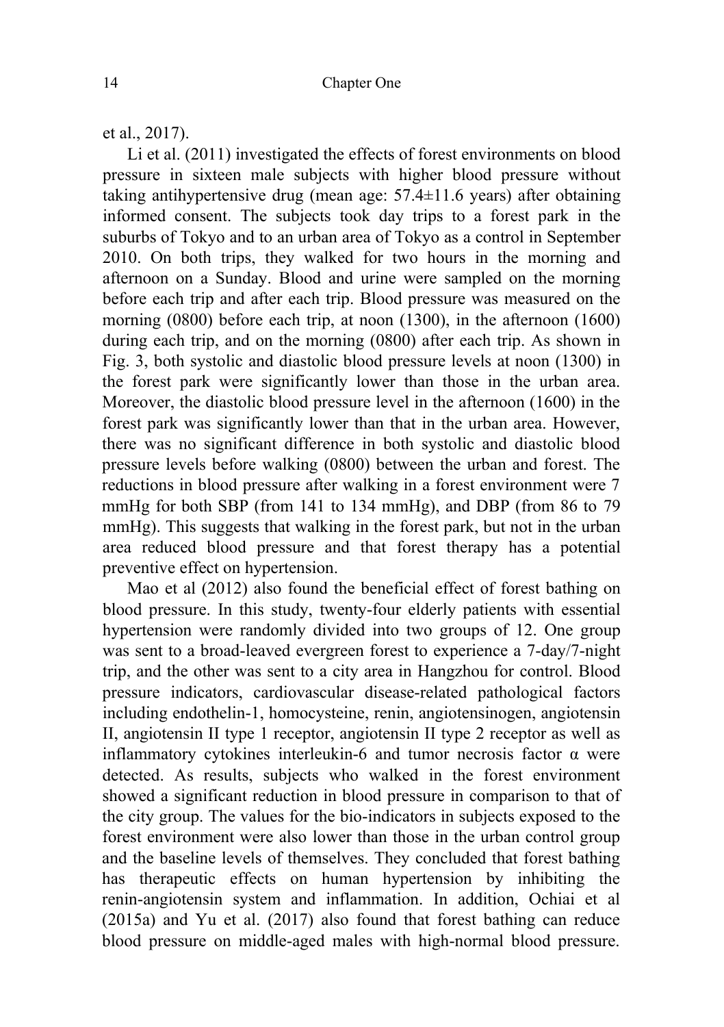et al., 2017).

Li et al. (2011) investigated the effects of forest environments on blood pressure in sixteen male subjects with higher blood pressure without taking antihypertensive drug (mean age: 57.4±11.6 years) after obtaining informed consent. The subjects took day trips to a forest park in the suburbs of Tokyo and to an urban area of Tokyo as a control in September 2010. On both trips, they walked for two hours in the morning and afternoon on a Sunday. Blood and urine were sampled on the morning before each trip and after each trip. Blood pressure was measured on the morning (0800) before each trip, at noon (1300), in the afternoon (1600) during each trip, and on the morning (0800) after each trip. As shown in Fig. 3, both systolic and diastolic blood pressure levels at noon (1300) in the forest park were significantly lower than those in the urban area. Moreover, the diastolic blood pressure level in the afternoon (1600) in the forest park was significantly lower than that in the urban area. However, there was no significant difference in both systolic and diastolic blood pressure levels before walking (0800) between the urban and forest. The reductions in blood pressure after walking in a forest environment were 7 mmHg for both SBP (from 141 to 134 mmHg), and DBP (from 86 to 79 mmHg). This suggests that walking in the forest park, but not in the urban area reduced blood pressure and that forest therapy has a potential preventive effect on hypertension.

Mao et al (2012) also found the beneficial effect of forest bathing on blood pressure. In this study, twenty-four elderly patients with essential hypertension were randomly divided into two groups of 12. One group was sent to a broad-leaved evergreen forest to experience a 7-day/7-night trip, and the other was sent to a city area in Hangzhou for control. Blood pressure indicators, cardiovascular disease-related pathological factors including endothelin-1, homocysteine, renin, angiotensinogen, angiotensin II, angiotensin II type 1 receptor, angiotensin II type 2 receptor as well as inflammatory cytokines interleukin-6 and tumor necrosis factor α were detected. As results, subjects who walked in the forest environment showed a significant reduction in blood pressure in comparison to that of the city group. The values for the bio-indicators in subjects exposed to the forest environment were also lower than those in the urban control group and the baseline levels of themselves. They concluded that forest bathing has therapeutic effects on human hypertension by inhibiting the renin-angiotensin system and inflammation. In addition, Ochiai et al (2015a) and Yu et al. (2017) also found that forest bathing can reduce blood pressure on middle-aged males with high-normal blood pressure.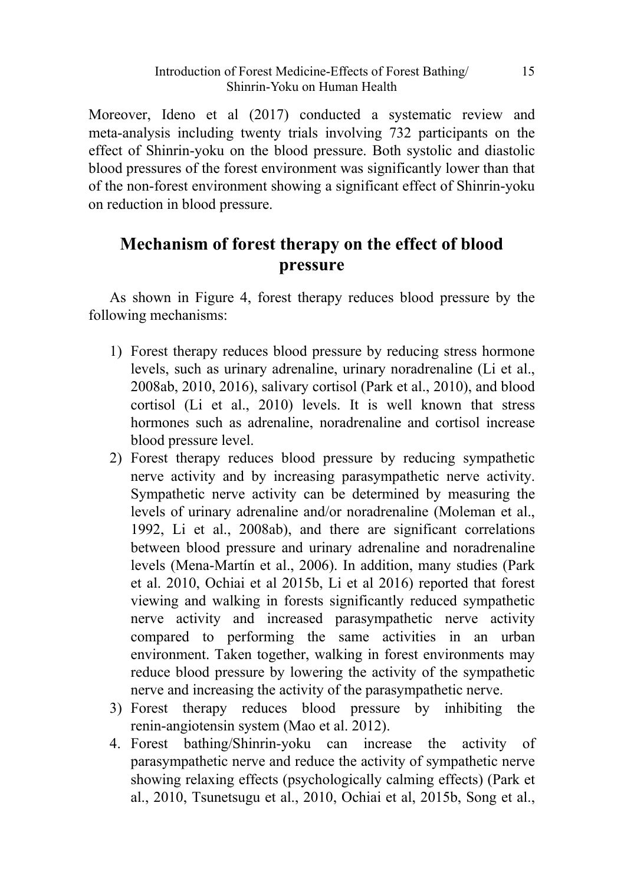Moreover, Ideno et al (2017) conducted a systematic review and meta-analysis including twenty trials involving 732 participants on the effect of Shinrin-yoku on the blood pressure. Both systolic and diastolic blood pressures of the forest environment was significantly lower than that of the non-forest environment showing a significant effect of Shinrin-yoku on reduction in blood pressure.

## Mechanism of forest therapy on the effect of blood pressure

As shown in Figure 4, forest therapy reduces blood pressure by the following mechanisms:

1) Forest therapy reduces blood pressure by reducing stress hormone levels, such as urinary adrenaline, urinary noradrenaline (Li et al., 2008ab, 2010, 2016), salivary cortisol (Park et al., 2010), and blood cortisol (Li et al., 2010) levels. It is well known that stress hormones such as adrenaline, noradrenaline and cortisol increase blood pressure level.
2) Forest therapy reduces blood pressure by reducing sympathetic nerve activity and by increasing parasympathetic nerve activity. Sympathetic nerve activity can be determined by measuring the levels of urinary adrenaline and/or noradrenaline (Moleman et al., 1992, Li et al., 2008ab), and there are significant correlations between blood pressure and urinary adrenaline and noradrenaline levels (Mena-Martín et al., 2006). In addition, many studies (Park et al. 2010, Ochiai et al 2015b, Li et al 2016) reported that forest viewing and walking in forests significantly reduced sympathetic nerve activity and increased parasympathetic nerve activity compared to performing the same activities in an urban environment. Taken together, walking in forest environments may reduce blood pressure by lowering the activity of the sympathetic nerve and increasing the activity of the parasympathetic nerve.
3) Forest therapy reduces blood pressure by inhibiting the renin-angiotensin system (Mao et al. 2012).
4. Forest bathing/Shinrin-yoku can increase the activity of parasympathetic nerve and reduce the activity of sympathetic nerve showing relaxing effects (psychologically calming effects) (Park et al., 2010, Tsunetsugu et al., 2010, Ochiai et al, 2015b, Song et al.,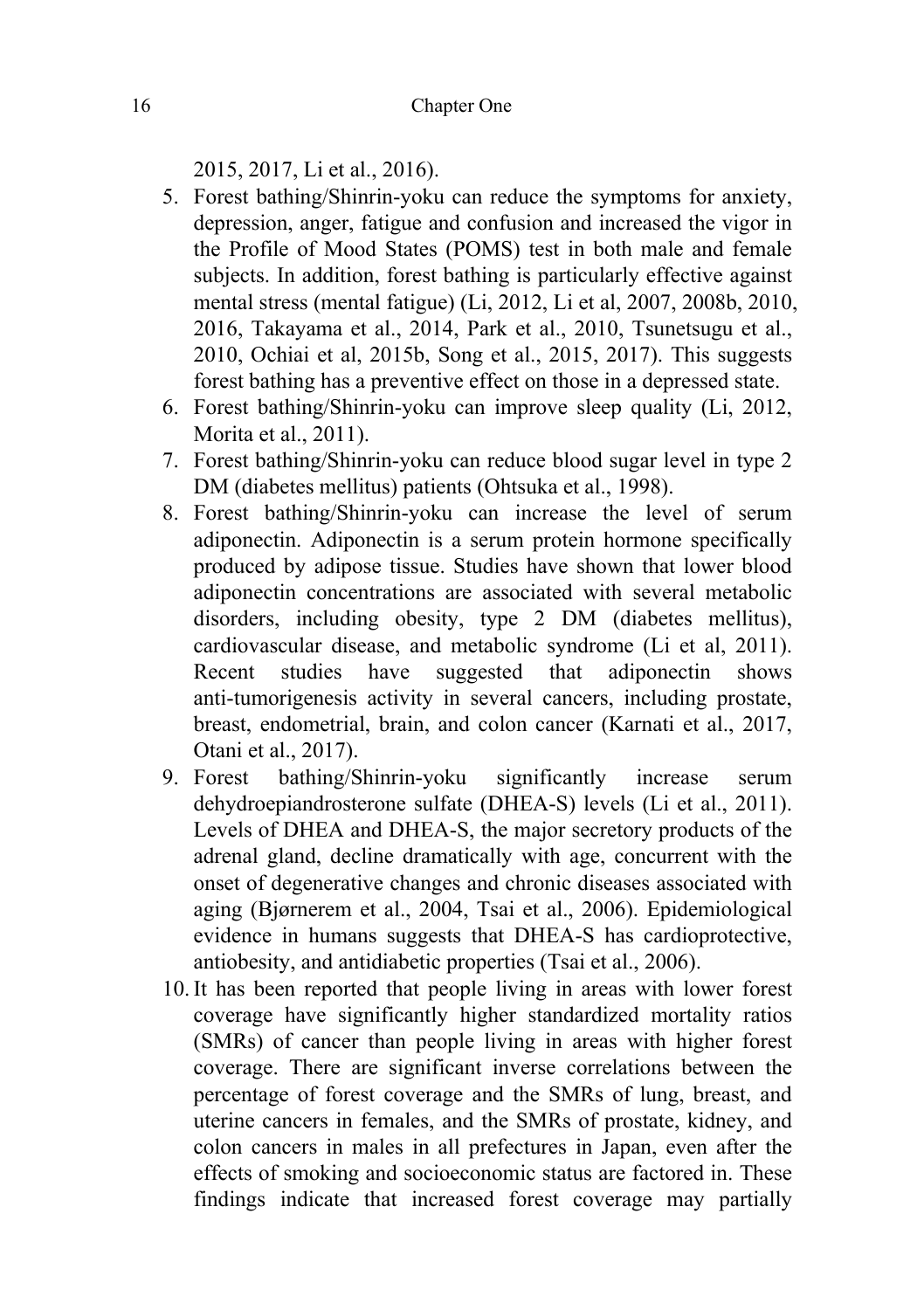2015, 2017, Li et al., 2016).

5. Forest bathing/Shinrin-yoku can reduce the symptoms for anxiety, depression, anger, fatigue and confusion and increased the vigor in the Profile of Mood States (POMS) test in both male and female subjects. In addition, forest bathing is particularly effective against mental stress (mental fatigue) (Li, 2012, Li et al, 2007, 2008b, 2010, 2016, Takayama et al., 2014, Park et al., 2010, Tsunetsugu et al., 2010, Ochiai et al, 2015b, Song et al., 2015, 2017). This suggests forest bathing has a preventive effect on those in a depressed state.
6. Forest bathing/Shinrin-yoku can improve sleep quality (Li, 2012, Morita et al., 2011).
7. Forest bathing/Shinrin-yoku can reduce blood sugar level in type 2 DM (diabetes mellitus) patients (Ohtsuka et al., 1998).
8. Forest bathing/Shinrin-yoku can increase the level of serum adiponectin. Adiponectin is a serum protein hormone specifically produced by adipose tissue. Studies have shown that lower blood adiponectin concentrations are associated with several metabolic disorders, including obesity, type 2 DM (diabetes mellitus), cardiovascular disease, and metabolic syndrome (Li et al, 2011). Recent studies have suggested that adiponectin shows anti-tumorigenesis activity in several cancers, including prostate, breast, endometrial, brain, and colon cancer (Karnati et al., 2017, Otani et al., 2017).
9. Forest bathing/Shinrin-yoku significantly increase serum dehydroepiandrosterone sulfate (DHEA-S) levels (Li et al., 2011). Levels of DHEA and DHEA-S, the major secretory products of the adrenal gland, decline dramatically with age, concurrent with the onset of degenerative changes and chronic diseases associated with aging (Bjørnerem et al., 2004, Tsai et al., 2006). Epidemiological evidence in humans suggests that DHEA-S has cardioprotective, antiobesity, and antidiabetic properties (Tsai et al., 2006).
10. It has been reported that people living in areas with lower forest coverage have significantly higher standardized mortality ratios (SMRs) of cancer than people living in areas with higher forest coverage. There are significant inverse correlations between the percentage of forest coverage and the SMRs of lung, breast, and uterine cancers in females, and the SMRs of prostate, kidney, and colon cancers in males in all prefectures in Japan, even after the effects of smoking and socioeconomic status are factored in. These findings indicate that increased forest coverage may partially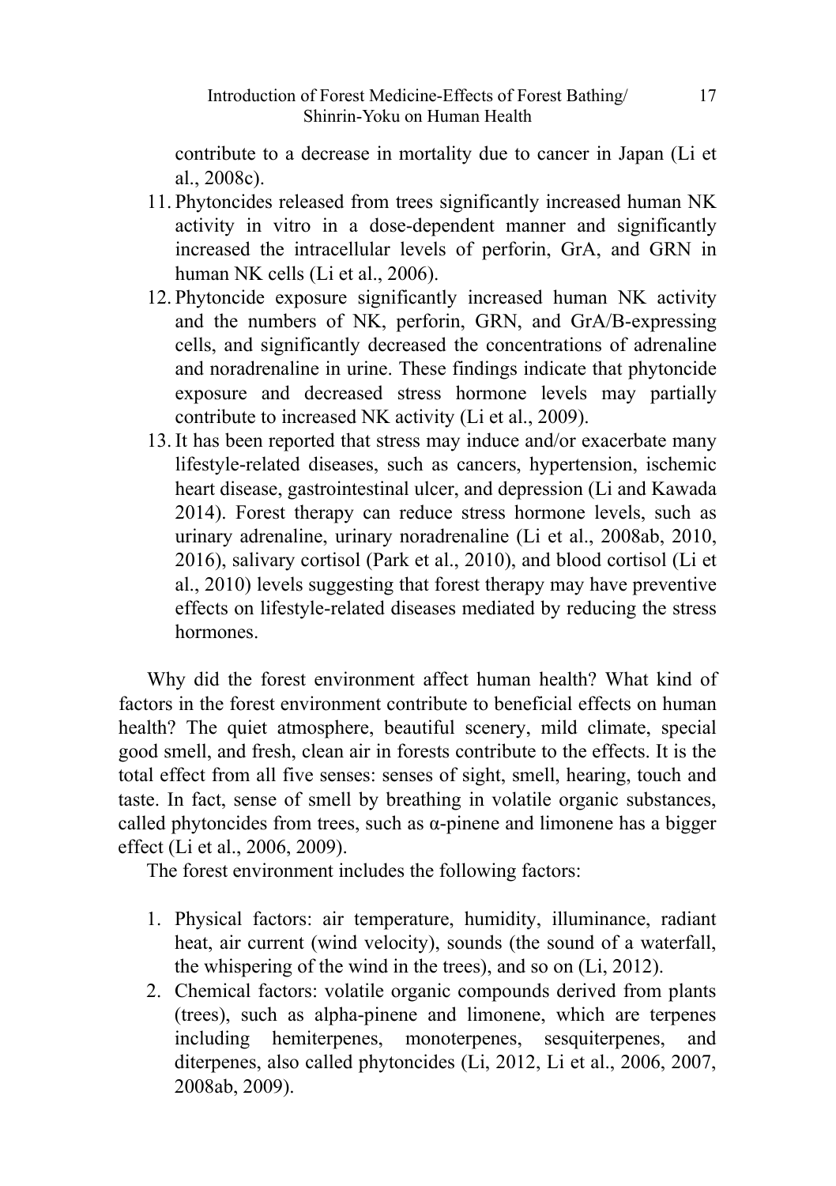contribute to a decrease in mortality due to cancer in Japan (Li et al., 2008c).

11. Phytoncides released from trees significantly increased human NK activity in vitro in a dose-dependent manner and significantly increased the intracellular levels of perforin, GrA, and GRN in human NK cells (Li et al., 2006).
12. Phytoncide exposure significantly increased human NK activity and the numbers of NK, perforin, GRN, and GrA/B-expressing cells, and significantly decreased the concentrations of adrenaline and noradrenaline in urine. These findings indicate that phytoncide exposure and decreased stress hormone levels may partially contribute to increased NK activity (Li et al., 2009).
13. It has been reported that stress may induce and/or exacerbate many lifestyle-related diseases, such as cancers, hypertension, ischemic heart disease, gastrointestinal ulcer, and depression (Li and Kawada 2014). Forest therapy can reduce stress hormone levels, such as urinary adrenaline, urinary noradrenaline (Li et al., 2008ab, 2010, 2016), salivary cortisol (Park et al., 2010), and blood cortisol (Li et al., 2010) levels suggesting that forest therapy may have preventive effects on lifestyle-related diseases mediated by reducing the stress hormones.

Why did the forest environment affect human health? What kind of factors in the forest environment contribute to beneficial effects on human health? The quiet atmosphere, beautiful scenery, mild climate, special good smell, and fresh, clean air in forests contribute to the effects. It is the total effect from all five senses: senses of sight, smell, hearing, touch and taste. In fact, sense of smell by breathing in volatile organic substances, called phytoncides from trees, such as α-pinene and limonene has a bigger effect (Li et al., 2006, 2009).

The forest environment includes the following factors:

1. Physical factors: air temperature, humidity, illuminance, radiant heat, air current (wind velocity), sounds (the sound of a waterfall, the whispering of the wind in the trees), and so on (Li, 2012).
2. Chemical factors: volatile organic compounds derived from plants (trees), such as alpha-pinene and limonene, which are terpenes including hemiterpenes, monoterpenes, sesquiterpenes, and diterpenes, also called phytoncides (Li, 2012, Li et al., 2006, 2007, 2008ab, 2009).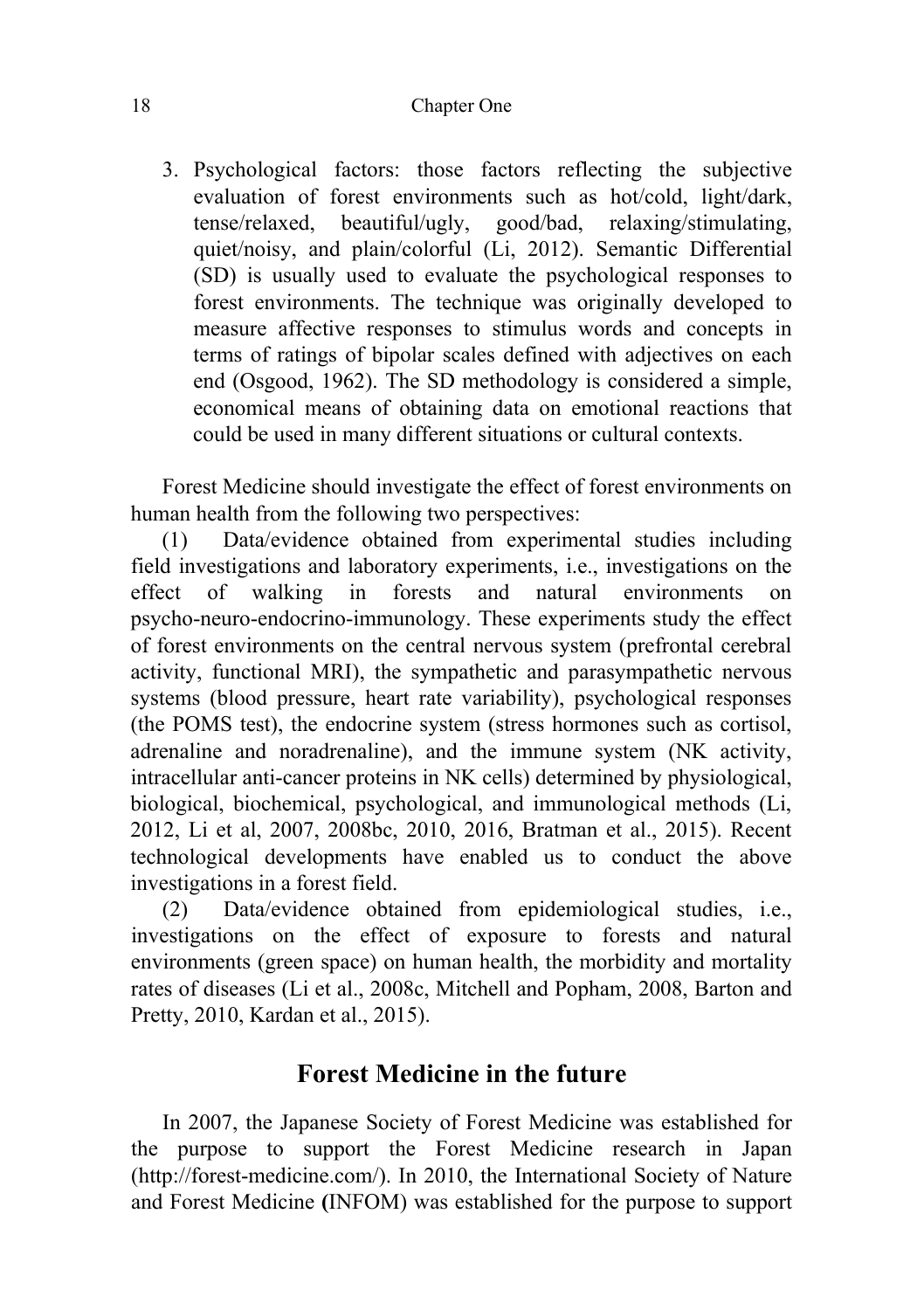3. Psychological factors: those factors reflecting the subjective evaluation of forest environments such as hot/cold, light/dark, tense/relaxed, beautiful/ugly, good/bad, relaxing/stimulating, quiet/noisy, and plain/colorful (Li, 2012). Semantic Differential (SD) is usually used to evaluate the psychological responses to forest environments. The technique was originally developed to measure affective responses to stimulus words and concepts in terms of ratings of bipolar scales defined with adjectives on each end (Osgood, 1962). The SD methodology is considered a simple, economical means of obtaining data on emotional reactions that could be used in many different situations or cultural contexts.

Forest Medicine should investigate the effect of forest environments on human health from the following two perspectives:

(1) Data/evidence obtained from experimental studies including field investigations and laboratory experiments, i.e., investigations on the effect of walking in forests and natural environments on psycho-neuro-endocrino-immunology. These experiments study the effect of forest environments on the central nervous system (prefrontal cerebral activity, functional MRI), the sympathetic and parasympathetic nervous systems (blood pressure, heart rate variability), psychological responses (the POMS test), the endocrine system (stress hormones such as cortisol, adrenaline and noradrenaline), and the immune system (NK activity, intracellular anti-cancer proteins in NK cells) determined by physiological, biological, biochemical, psychological, and immunological methods (Li, 2012, Li et al, 2007, 2008bc, 2010, 2016, Bratman et al., 2015). Recent technological developments have enabled us to conduct the above investigations in a forest field.

(2) Data/evidence obtained from epidemiological studies, i.e., investigations on the effect of exposure to forests and natural environments (green space) on human health, the morbidity and mortality rates of diseases (Li et al., 2008c, Mitchell and Popham, 2008, Barton and Pretty, 2010, Kardan et al., 2015).

## Forest Medicine in the future

In 2007, the Japanese Society of Forest Medicine was established for the purpose to support the Forest Medicine research in Japan (http://forest-medicine.com/). In 2010, the International Society of Nature and Forest Medicine **(**INFOM) was established for the purpose to support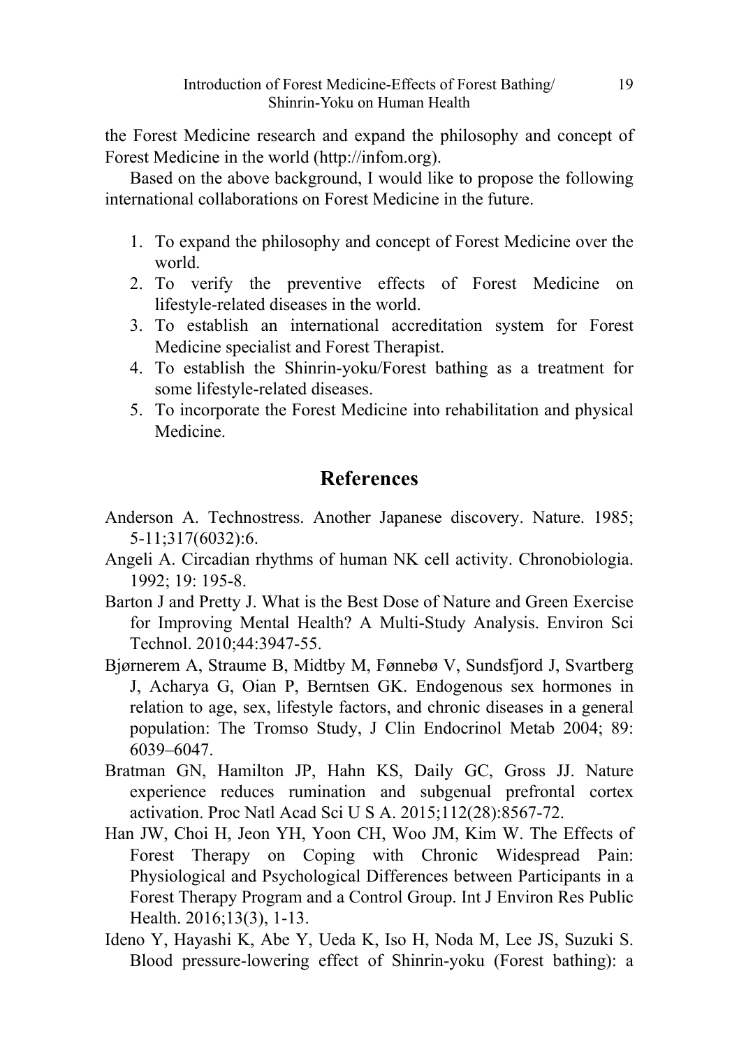the Forest Medicine research and expand the philosophy and concept of Forest Medicine in the world (http://infom.org).

Based on the above background, I would like to propose the following international collaborations on Forest Medicine in the future.

1. To expand the philosophy and concept of Forest Medicine over the world.
2. To verify the preventive effects of Forest Medicine on lifestyle-related diseases in the world.
3. To establish an international accreditation system for Forest Medicine specialist and Forest Therapist.
4. To establish the Shinrin-yoku/Forest bathing as a treatment for some lifestyle-related diseases.
5. To incorporate the Forest Medicine into rehabilitation and physical Medicine.

## References

Anderson A. Technostress. Another Japanese discovery. Nature. 1985; 5-11;317(6032):6.

Angeli A. Circadian rhythms of human NK cell activity. Chronobiologia. 1992; 19: 195-8.

Barton J and Pretty J. What is the Best Dose of Nature and Green Exercise for Improving Mental Health? A Multi-Study Analysis. Environ Sci Technol. 2010;44:3947-55.

Bjørnerem A, Straume B, Midtby M, Fønnebø V, Sundsfjord J, Svartberg J, Acharya G, Oian P, Berntsen GK. Endogenous sex hormones in relation to age, sex, lifestyle factors, and chronic diseases in a general population: The Tromso Study, J Clin Endocrinol Metab 2004; 89: 6039–6047.

Bratman GN, Hamilton JP, Hahn KS, Daily GC, Gross JJ. Nature experience reduces rumination and subgenual prefrontal cortex activation. Proc Natl Acad Sci U S A. 2015;112(28):8567-72.

Han JW, Choi H, Jeon YH, Yoon CH, Woo JM, Kim W. The Effects of Forest Therapy on Coping with Chronic Widespread Pain: Physiological and Psychological Differences between Participants in a Forest Therapy Program and a Control Group. Int J Environ Res Public Health. 2016;13(3), 1-13.

Ideno Y, Hayashi K, Abe Y, Ueda K, Iso H, Noda M, Lee JS, Suzuki S. Blood pressure-lowering effect of Shinrin-yoku (Forest bathing): a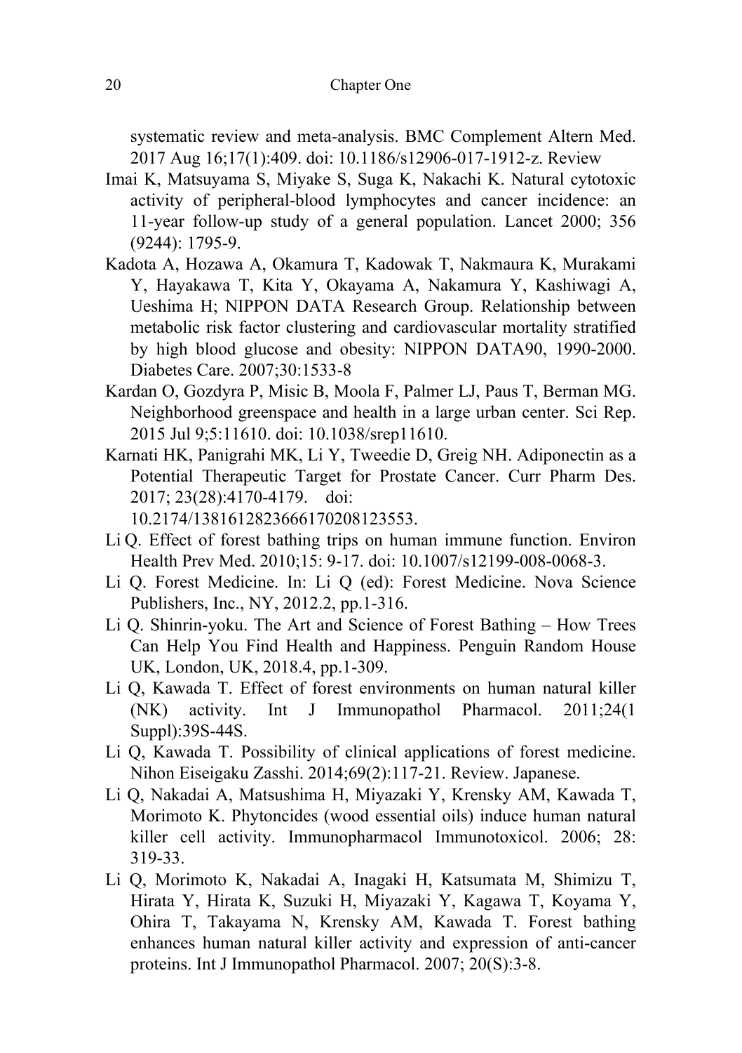systematic review and meta-analysis. BMC Complement Altern Med. 2017 Aug 16;17(1):409. doi: 10.1186/s12906-017-1912-z. Review

Imai K, Matsuyama S, Miyake S, Suga K, Nakachi K. Natural cytotoxic activity of peripheral-blood lymphocytes and cancer incidence: an 11-year follow-up study of a general population. Lancet 2000; 356 (9244): 1795-9.

Kadota A, Hozawa A, Okamura T, Kadowak T, Nakmaura K, Murakami Y, Hayakawa T, Kita Y, Okayama A, Nakamura Y, Kashiwagi A, Ueshima H; NIPPON DATA Research Group. Relationship between metabolic risk factor clustering and cardiovascular mortality stratified by high blood glucose and obesity: NIPPON DATA90, 1990-2000. Diabetes Care. 2007;30:1533-8

Kardan O, Gozdyra P, Misic B, Moola F, Palmer LJ, Paus T, Berman MG. Neighborhood greenspace and health in a large urban center. Sci Rep. 2015 Jul 9;5:11610. doi: 10.1038/srep11610.

Karnati HK, Panigrahi MK, Li Y, Tweedie D, Greig NH. Adiponectin as a Potential Therapeutic Target for Prostate Cancer. Curr Pharm Des. 2017; 23(28):4170-4179. doi: 10.2174/1381612823666170208123553.

Li Q. Effect of forest bathing trips on human immune function. Environ Health Prev Med. 2010;15: 9-17. doi: 10.1007/s12199-008-0068-3.

Li Q. Forest Medicine. In: Li Q (ed): Forest Medicine. Nova Science Publishers, Inc., NY, 2012.2, pp.1-316.

Li Q. Shinrin-yoku. The Art and Science of Forest Bathing – How Trees Can Help You Find Health and Happiness. Penguin Random House UK, London, UK, 2018.4, pp.1-309.

Li Q, Kawada T. Effect of forest environments on human natural killer (NK) activity. Int J Immunopathol Pharmacol. 2011;24(1 Suppl):39S-44S.

Li Q, Kawada T. Possibility of clinical applications of forest medicine. Nihon Eiseigaku Zasshi. 2014;69(2):117-21. Review. Japanese.

Li Q, Nakadai A, Matsushima H, Miyazaki Y, Krensky AM, Kawada T, Morimoto K. Phytoncides (wood essential oils) induce human natural killer cell activity. Immunopharmacol Immunotoxicol. 2006; 28: 319-33.

Li Q, Morimoto K, Nakadai A, Inagaki H, Katsumata M, Shimizu T, Hirata Y, Hirata K, Suzuki H, Miyazaki Y, Kagawa T, Koyama Y, Ohira T, Takayama N, Krensky AM, Kawada T. Forest bathing enhances human natural killer activity and expression of anti-cancer proteins. Int J Immunopathol Pharmacol. 2007; 20(S):3-8.